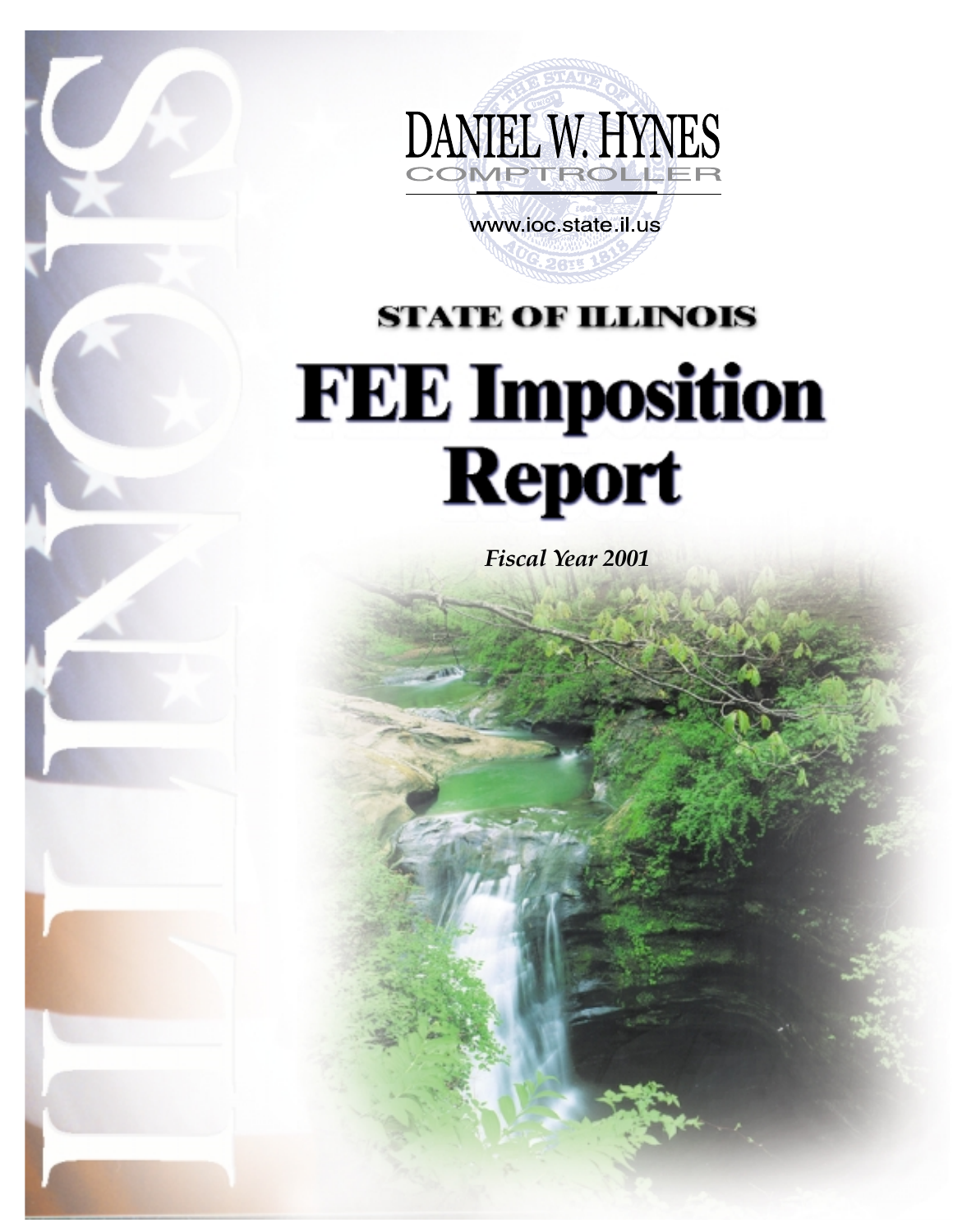DANIEL W. HYNES

COMPTROLLER

www.ioc.state.il.us

## STATE OF ILLINOIS

# FEE Imposition Report

*Fiscal Year 2001*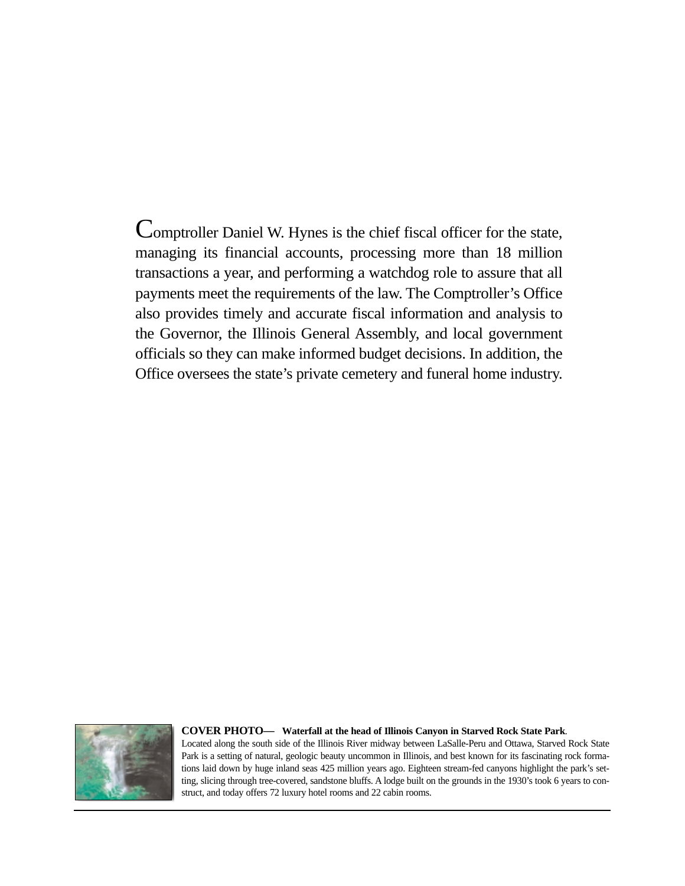Comptroller Daniel W. Hynes is the chief fiscal officer for the state, managing its financial accounts, processing more than 18 million transactions a year, and performing a watchdog role to assure that all payments meet the requirements of the law. The Comptroller's Office also provides timely and accurate fiscal information and analysis to the Governor, the Illinois General Assembly, and local government officials so they can make informed budget decisions. In addition, the Office oversees the state's private cemetery and funeral home industry.

**COVER PHOTO— Waterfall at the head of Illinois Canyon in Starved Rock State Park**. Located along the south side of the Illinois River midway between LaSalle-Peru and Ottawa, Starved Rock State Park is a setting of natural, geologic beauty uncommon in Illinois, and best known for its fascinating rock formations laid down by huge inland seas 425 million years ago. Eighteen stream-fed canyons highlight the park's setting, slicing through tree-covered, sandstone bluffs. A lodge built on the grounds in the 1930's took 6 years to construct, and today offers 72 luxury hotel rooms and 22 cabin rooms.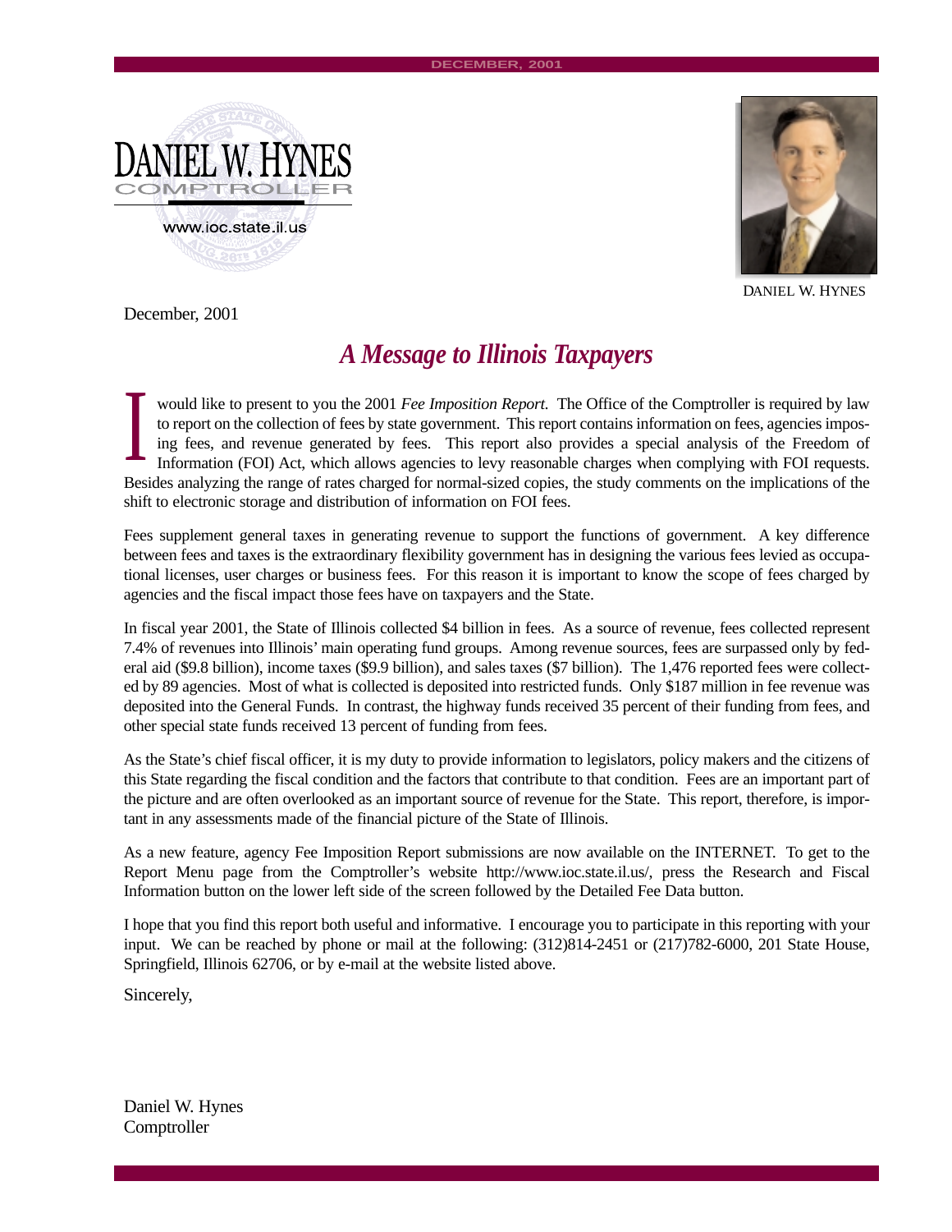DANIEL W. HYNES
COMPTROLLER

www.ioc.state.il.us

DANIEL W. HYNES

December, 2001

## *A Message to Illinois Taxpayers*

I would like to present to you the 2001 *Fee Imposition Report*. The Office of the Comptroller is required by law to report on the collection of fees by state government. This report contains information on fees, agencies imposing fees, and revenue generated by fees. This report also provides a special analysis of the Freedom of Information (FOI) Act, which allows agencies to levy reasonable charges when complying with FOI requests. Besides analyzing the range of rates charged for normal-sized copies, the study comments on the implications of the shift to electronic storage and distribution of information on FOI fees.

Fees supplement general taxes in generating revenue to support the functions of government. A key difference between fees and taxes is the extraordinary flexibility government has in designing the various fees levied as occupational licenses, user charges or business fees. For this reason it is important to know the scope of fees charged by agencies and the fiscal impact those fees have on taxpayers and the State.

In fiscal year 2001, the State of Illinois collected $4 billion in fees. As a source of revenue, fees collected represent 7.4% of revenues into Illinois' main operating fund groups. Among revenue sources, fees are surpassed only by federal aid ($9.8 billion), income taxes ($9.9 billion), and sales taxes ($7 billion). The 1,476 reported fees were collected by 89 agencies. Most of what is collected is deposited into restricted funds. Only $187 million in fee revenue was deposited into the General Funds. In contrast, the highway funds received 35 percent of their funding from fees, and other special state funds received 13 percent of funding from fees.

As the State's chief fiscal officer, it is my duty to provide information to legislators, policy makers and the citizens of this State regarding the fiscal condition and the factors that contribute to that condition. Fees are an important part of the picture and are often overlooked as an important source of revenue for the State. This report, therefore, is important in any assessments made of the financial picture of the State of Illinois.

As a new feature, agency Fee Imposition Report submissions are now available on the INTERNET. To get to the Report Menu page from the Comptroller's website http://www.ioc.state.il.us/, press the Research and Fiscal Information button on the lower left side of the screen followed by the Detailed Fee Data button.

I hope that you find this report both useful and informative. I encourage you to participate in this reporting with your input. We can be reached by phone or mail at the following: (312)814-2451 or (217)782-6000, 201 State House, Springfield, Illinois 62706, or by e-mail at the website listed above.

Sincerely,

Daniel W. Hynes
Comptroller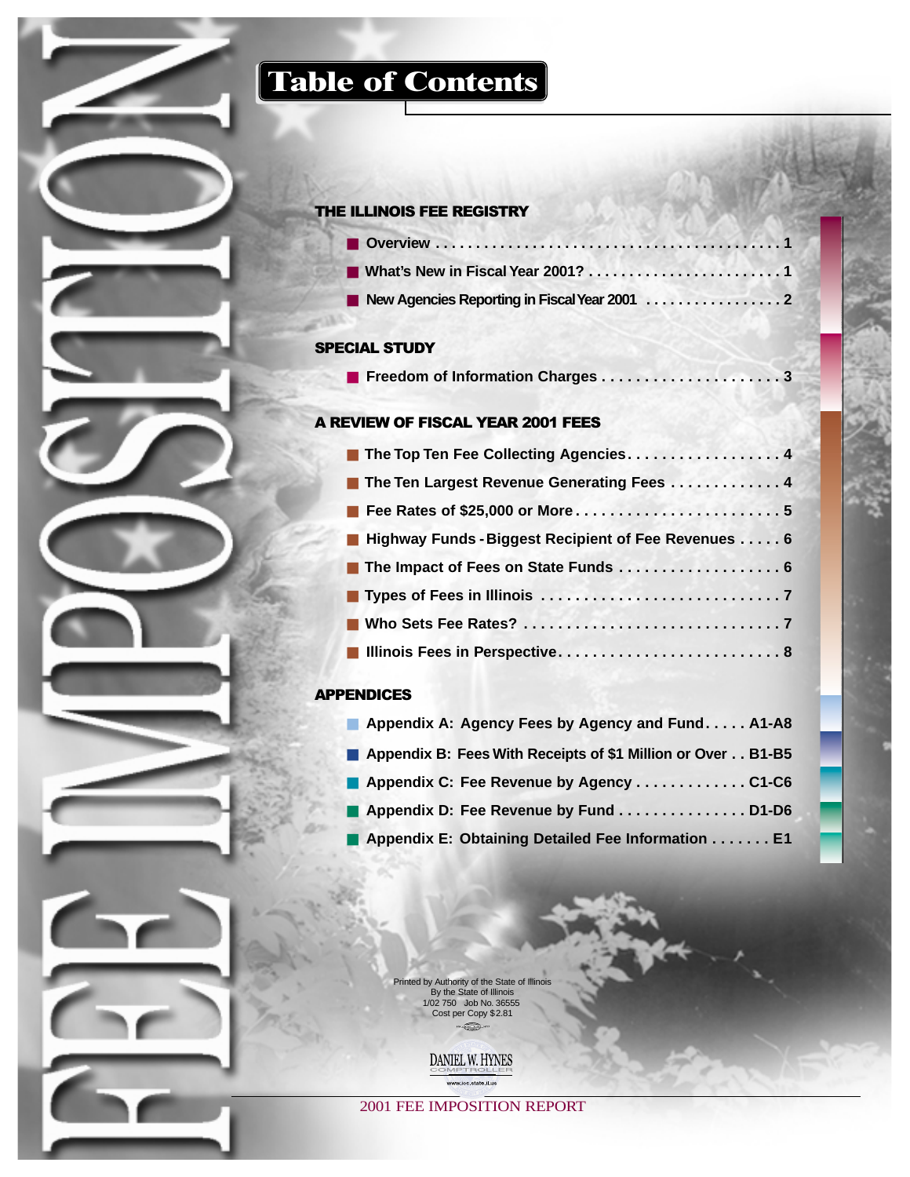# Table of Contents

## THE ILLINOIS FEE REGISTRY

- Overview . . . . . . . . . . . . . . . . . . . . . . . . . . . . . . . . . . . . . . . . . . . 1
- What's New in Fiscal Year 2001? . . . . . . . . . . . . . . . . . . . . . . . . 1
- New Agencies Reporting in Fiscal Year 2001 . . . . . . . . . . . . . . . . . 2

## SPECIAL STUDY

- Freedom of Information Charges . . . . . . . . . . . . . . . . . . . . . 3

## A REVIEW OF FISCAL YEAR 2001 FEES

- The Top Ten Fee Collecting Agencies. . . . . . . . . . . . . . . . . . 4
- The Ten Largest Revenue Generating Fees . . . . . . . . . . . . . 4
- Fee Rates of $25,000 or More. . . . . . . . . . . . . . . . . . . . . . . . 5
- Highway Funds - Biggest Recipient of Fee Revenues . . . . . 6
- The Impact of Fees on State Funds . . . . . . . . . . . . . . . . . . . 6
- Types of Fees in Illinois . . . . . . . . . . . . . . . . . . . . . . . . . . . . 7
- Who Sets Fee Rates? . . . . . . . . . . . . . . . . . . . . . . . . . . . . . . 7
- Illinois Fees in Perspective. . . . . . . . . . . . . . . . . . . . . . . . . . 8

## APPENDICES

- Appendix A: Agency Fees by Agency and Fund. . . . . A1-A8
- Appendix B: Fees With Receipts of $1 Million or Over . . B1-B5
- Appendix C: Fee Revenue by Agency . . . . . . . . . . . . . C1-C6
- Appendix D: Fee Revenue by Fund . . . . . . . . . . . . . . . D1-D6
- Appendix E: Obtaining Detailed Fee Information . . . . . . . E1

Printed by Authority of the State of Illinois
By the State of Illinois
1/02 750 Job No. 36555
Cost per Copy $2.81

DANIEL W. HYNES
COMPTROLLER
www.ioc.state.il.us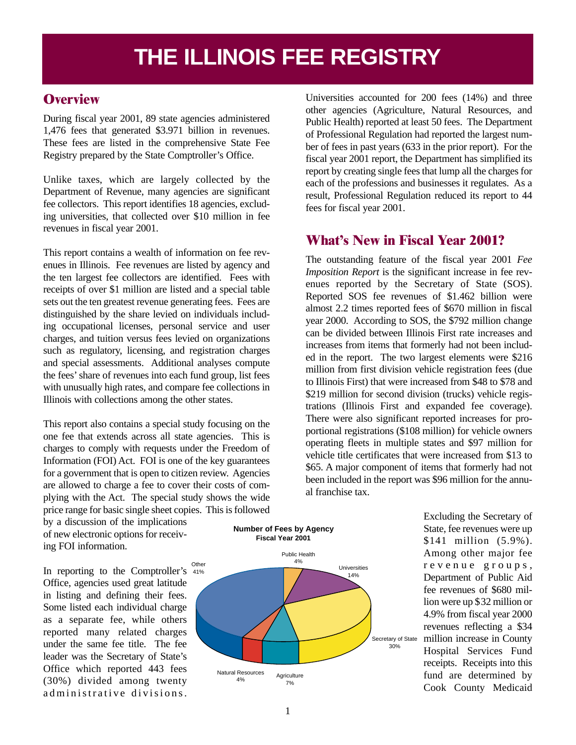# THE ILLINOIS FEE REGISTRY

## Overview

During fiscal year 2001, 89 state agencies administered 1,476 fees that generated $3.971 billion in revenues. These fees are listed in the comprehensive State Fee Registry prepared by the State Comptroller's Office.

Unlike taxes, which are largely collected by the Department of Revenue, many agencies are significant fee collectors. This report identifies 18 agencies, excluding universities, that collected over $10 million in fee revenues in fiscal year 2001.

This report contains a wealth of information on fee revenues in Illinois. Fee revenues are listed by agency and the ten largest fee collectors are identified. Fees with receipts of over $1 million are listed and a special table sets out the ten greatest revenue generating fees. Fees are distinguished by the share levied on individuals including occupational licenses, personal service and user charges, and tuition versus fees levied on organizations such as regulatory, licensing, and registration charges and special assessments. Additional analyses compute the fees' share of revenues into each fund group, list fees with unusually high rates, and compare fee collections in Illinois with collections among the other states.

This report also contains a special study focusing on the one fee that extends across all state agencies. This is charges to comply with requests under the Freedom of Information (FOI) Act. FOI is one of the key guarantees for a government that is open to citizen review. Agencies are allowed to charge a fee to cover their costs of complying with the Act. The special study shows the wide price range for basic single sheet copies. This is followed by a discussion of the implications of new electronic options for receiving FOI information.

In reporting to the Comptroller's Office, agencies used great latitude in listing and defining their fees. Some listed each individual charge as a separate fee, while others reported many related charges under the same fee title. The fee leader was the Secretary of State's Office which reported 443 fees (30%) divided among twenty administrative divisions. Universities accounted for 200 fees (14%) and three other agencies (Agriculture, Natural Resources, and Public Health) reported at least 50 fees. The Department of Professional Regulation had reported the largest number of fees in past years (633 in the prior report). For the fiscal year 2001 report, the Department has simplified its report by creating single fees that lump all the charges for each of the professions and businesses it regulates. As a result, Professional Regulation reduced its report to 44 fees for fiscal year 2001.

**Number of Fees by Agency**
**Fiscal Year 2001**

| Agency | Share |
|---|---|
| Other | 41% |
| Public Health | 4% |
| Universities | 14% |
| Secretary of State | 30% |
| Agriculture | 7% |
| Natural Resources | 4% |

## What's New in Fiscal Year 2001?

The outstanding feature of the fiscal year 2001 *Fee Imposition Report* is the significant increase in fee revenues reported by the Secretary of State (SOS). Reported SOS fee revenues of $1.462 billion were almost 2.2 times reported fees of $670 million in fiscal year 2000. According to SOS, the $792 million change can be divided between Illinois First rate increases and increases from items that formerly had not been included in the report. The two largest elements were $216 million from first division vehicle registration fees (due to Illinois First) that were increased from $48 to $78 and $219 million for second division (trucks) vehicle registrations (Illinois First and expanded fee coverage). There were also significant reported increases for proportional registrations ($108 million) for vehicle owners operating fleets in multiple states and $97 million for vehicle title certificates that were increased from $13 to $65. A major component of items that formerly had not been included in the report was $96 million for the annual franchise tax.

Excluding the Secretary of State, fee revenues were up $141 million (5.9%). Among other major fee revenue groups, Department of Public Aid fee revenues of $680 million were up $32 million or 4.9% from fiscal year 2000 revenues reflecting a $34 million increase in County Hospital Services Fund receipts. Receipts into this fund are determined by Cook County Medicaid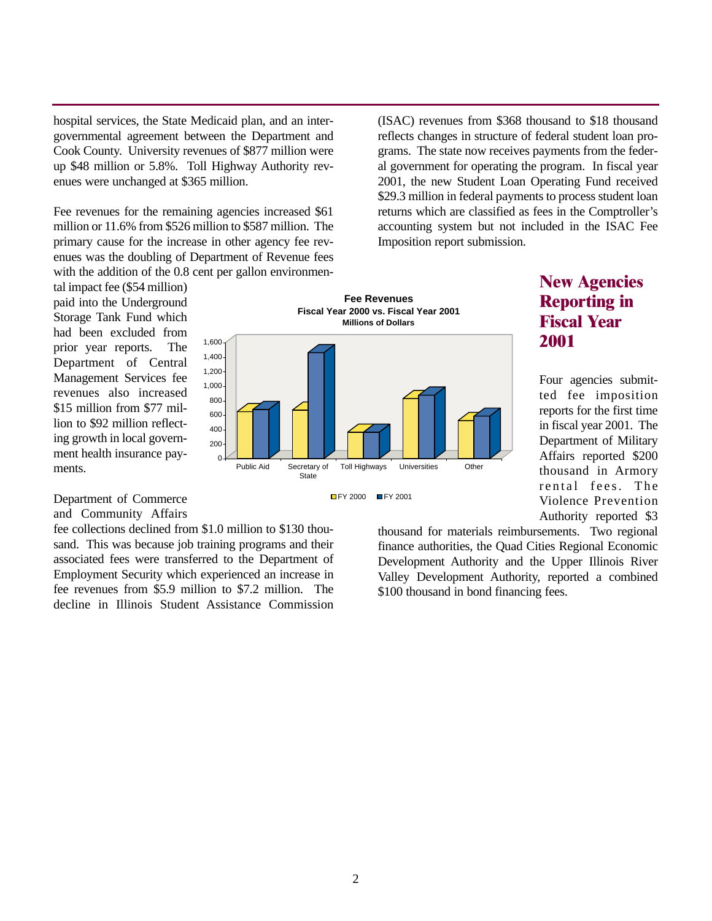hospital services, the State Medicaid plan, and an intergovernmental agreement between the Department and Cook County. University revenues of $877 million were up $48 million or 5.8%. Toll Highway Authority revenues were unchanged at $365 million.

Fee revenues for the remaining agencies increased $61 million or 11.6% from $526 million to $587 million. The primary cause for the increase in other agency fee revenues was the doubling of Department of Revenue fees with the addition of the 0.8 cent per gallon environmental impact fee ($54 million) paid into the Underground Storage Tank Fund which had been excluded from prior year reports. The Department of Central Management Services fee revenues also increased $15 million from $77 million to $92 million reflecting growth in local government health insurance payments.

**Fee Revenues**
**Fiscal Year 2000 vs. Fiscal Year 2001**
**Millions of Dollars**

Categories: Public Aid, Secretary of State, Toll Highways, Universities, Other (FY 2000, FY 2001)

Department of Commerce and Community Affairs fee collections declined from $1.0 million to $130 thousand. This was because job training programs and their associated fees were transferred to the Department of Employment Security which experienced an increase in fee revenues from $5.9 million to $7.2 million. The decline in Illinois Student Assistance Commission (ISAC) revenues from $368 thousand to $18 thousand reflects changes in structure of federal student loan programs. The state now receives payments from the federal government for operating the program. In fiscal year 2001, the new Student Loan Operating Fund received $29.3 million in federal payments to process student loan returns which are classified as fees in the Comptroller's accounting system but not included in the ISAC Fee Imposition report submission.

## New Agencies Reporting in Fiscal Year 2001

Four agencies submitted fee imposition reports for the first time in fiscal year 2001. The Department of Military Affairs reported $200 thousand in Armory rental fees. The Violence Prevention Authority reported $3 thousand for materials reimbursements. Two regional finance authorities, the Quad Cities Regional Economic Development Authority and the Upper Illinois River Valley Development Authority, reported a combined $100 thousand in bond financing fees.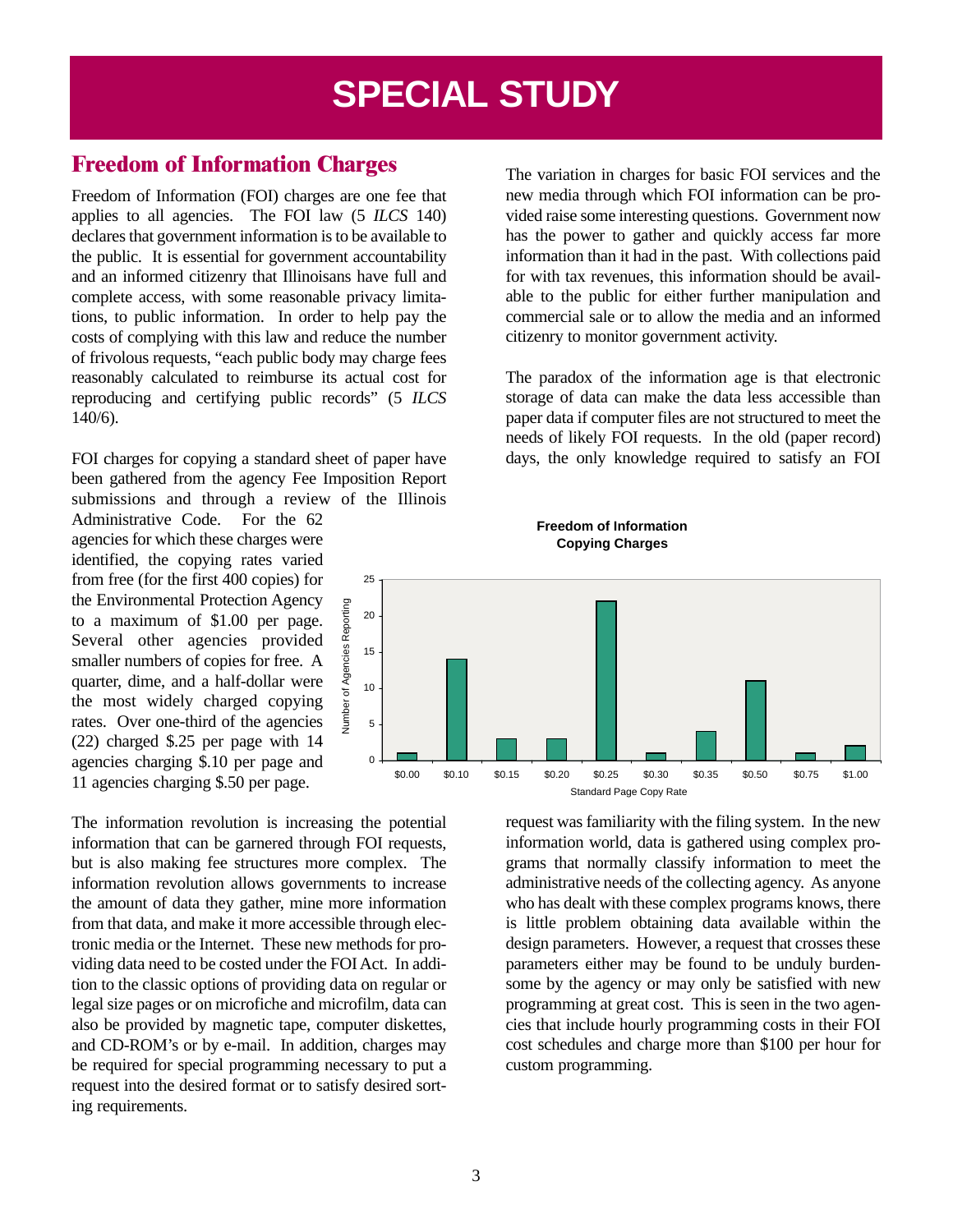# SPECIAL STUDY

## Freedom of Information Charges

Freedom of Information (FOI) charges are one fee that applies to all agencies. The FOI law (5 *ILCS* 140) declares that government information is to be available to the public. It is essential for government accountability and an informed citizenry that Illinoisans have full and complete access, with some reasonable privacy limitations, to public information. In order to help pay the costs of complying with this law and reduce the number of frivolous requests, "each public body may charge fees reasonably calculated to reimburse its actual cost for reproducing and certifying public records" (5 *ILCS* 140/6).

FOI charges for copying a standard sheet of paper have been gathered from the agency Fee Imposition Report submissions and through a review of the Illinois Administrative Code. For the 62 agencies for which these charges were identified, the copying rates varied from free (for the first 400 copies) for the Environmental Protection Agency to a maximum of $1.00 per page. Several other agencies provided smaller numbers of copies for free. A quarter, dime, and a half-dollar were the most widely charged copying rates. Over one-third of the agencies (22) charged $.25 per page with 14 agencies charging $.10 per page and 11 agencies charging $.50 per page.

**Freedom of Information Copying Charges**

| Standard Page Copy Rate | Number of Agencies Reporting |
|---|---|
| $0.00 | 1 |
| $0.10 | 14 |
| $0.15 | 3 |
| $0.20 | 3 |
| $0.25 | 22 |
| $0.30 | 1 |
| $0.35 | 4 |
| $0.50 | 11 |
| $0.75 | 1 |
| $1.00 | 2 |

The information revolution is increasing the potential information that can be garnered through FOI requests, but is also making fee structures more complex. The information revolution allows governments to increase the amount of data they gather, mine more information from that data, and make it more accessible through electronic media or the Internet. These new methods for providing data need to be costed under the FOI Act. In addition to the classic options of providing data on regular or legal size pages or on microfiche and microfilm, data can also be provided by magnetic tape, computer diskettes, and CD-ROM's or by e-mail. In addition, charges may be required for special programming necessary to put a request into the desired format or to satisfy desired sorting requirements.

The variation in charges for basic FOI services and the new media through which FOI information can be provided raise some interesting questions. Government now has the power to gather and quickly access far more information than it had in the past. With collections paid for with tax revenues, this information should be available to the public for either further manipulation and commercial sale or to allow the media and an informed citizenry to monitor government activity.

The paradox of the information age is that electronic storage of data can make the data less accessible than paper data if computer files are not structured to meet the needs of likely FOI requests. In the old (paper record) days, the only knowledge required to satisfy an FOI request was familiarity with the filing system. In the new information world, data is gathered using complex programs that normally classify information to meet the administrative needs of the collecting agency. As anyone who has dealt with these complex programs knows, there is little problem obtaining data available within the design parameters. However, a request that crosses these parameters either may be found to be unduly burdensome by the agency or may only be satisfied with new programming at great cost. This is seen in the two agencies that include hourly programming costs in their FOI cost schedules and charge more than $100 per hour for custom programming.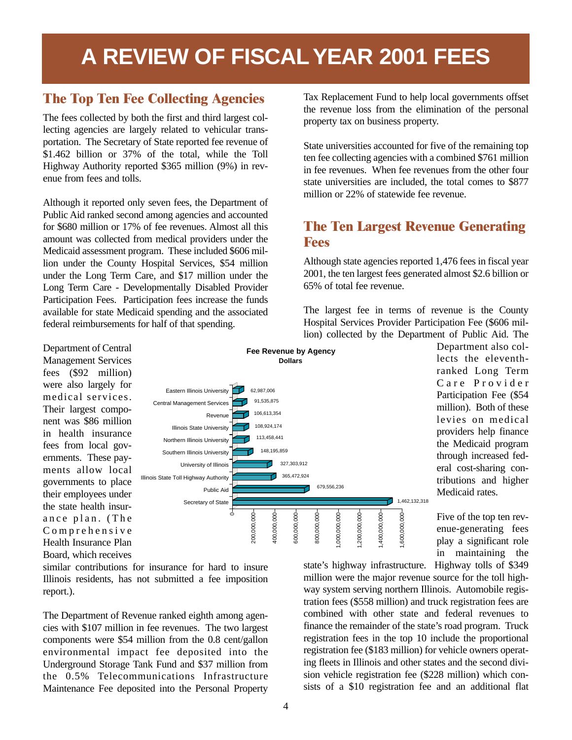# A REVIEW OF FISCAL YEAR 2001 FEES

## The Top Ten Fee Collecting Agencies

The fees collected by both the first and third largest collecting agencies are largely related to vehicular transportation. The Secretary of State reported fee revenue of $1.462 billion or 37% of the total, while the Toll Highway Authority reported $365 million (9%) in revenue from fees and tolls.

Although it reported only seven fees, the Department of Public Aid ranked second among agencies and accounted for $680 million or 17% of fee revenues. Almost all this amount was collected from medical providers under the Medicaid assessment program. These included $606 million under the County Hospital Services, $54 million under the Long Term Care, and $17 million under the Long Term Care - Developmentally Disabled Provider Participation Fees. Participation fees increase the funds available for state Medicaid spending and the associated federal reimbursements for half of that spending.

Department of Central Management Services fees ($92 million) were also largely for medical services. Their largest component was $86 million in health insurance fees from local governments. These payments allow local governments to place their employees under the state health insurance plan. (The Comprehensive Health Insurance Plan Board, which receives similar contributions for insurance for hard to insure Illinois residents, has not submitted a fee imposition report.).

**Fee Revenue by Agency**
**Dollars**

| Agency | Dollars |
|---|---|
| Eastern Illinois University | 62,987,006 |
| Central Management Services | 91,535,875 |
| Revenue | 106,613,354 |
| Illinois State University | 108,924,174 |
| Northern Illinois University | 113,458,441 |
| Southern Illinois University | 148,195,859 |
| University of Illinois | 327,303,912 |
| Illinois State Toll Highway Authority | 365,472,924 |
| Public Aid | 679,556,236 |
| Secretary of State | 1,462,132,318 |

The Department of Revenue ranked eighth among agencies with $107 million in fee revenues. The two largest components were $54 million from the 0.8 cent/gallon environmental impact fee deposited into the Underground Storage Tank Fund and $37 million from the 0.5% Telecommunications Infrastructure Maintenance Fee deposited into the Personal Property Tax Replacement Fund to help local governments offset the revenue loss from the elimination of the personal property tax on business property.

State universities accounted for five of the remaining top ten fee collecting agencies with a combined $761 million in fee revenues. When fee revenues from the other four state universities are included, the total comes to $877 million or 22% of statewide fee revenue.

## The Ten Largest Revenue Generating Fees

Although state agencies reported 1,476 fees in fiscal year 2001, the ten largest fees generated almost $2.6 billion or 65% of total fee revenue.

The largest fee in terms of revenue is the County Hospital Services Provider Participation Fee ($606 million) collected by the Department of Public Aid. The Department also collects the eleventh-ranked Long Term Care Provider Participation Fee ($54 million). Both of these levies on medical providers help finance the Medicaid program through increased federal cost-sharing contributions and higher Medicaid rates.

Five of the top ten revenue-generating fees play a significant role in maintaining the state's highway infrastructure. Highway tolls of $349 million were the major revenue source for the toll highway system serving northern Illinois. Automobile registration fees ($558 million) and truck registration fees are combined with other state and federal revenues to finance the remainder of the state's road program. Truck registration fees in the top 10 include the proportional registration fee ($183 million) for vehicle owners operating fleets in Illinois and other states and the second division vehicle registration fee ($228 million) which consists of a $10 registration fee and an additional flat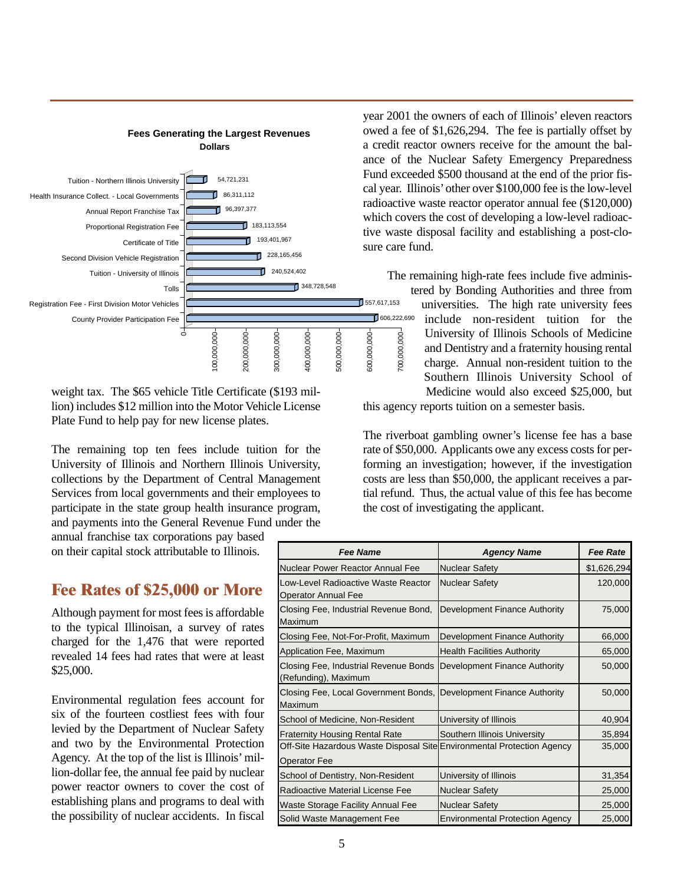**Fees Generating the Largest Revenues**
**Dollars**

| Fee | Dollars |
|---|---|
| Tuition - Northern Illinois University | 54,721,231 |
| Health Insurance Collect. - Local Governments | 86,311,112 |
| Annual Report Franchise Tax | 96,397,377 |
| Proportional Registration Fee | 183,113,554 |
| Certificate of Title | 193,401,967 |
| Second Division Vehicle Registration | 228,165,456 |
| Tuition - University of Illinois | 240,524,402 |
| Tolls | 348,728,548 |
| Registration Fee - First Division Motor Vehicles | 557,617,153 |
| County Provider Participation Fee | 606,222,690 |

weight tax. The $65 vehicle Title Certificate ($193 million) includes $12 million into the Motor Vehicle License Plate Fund to help pay for new license plates.

The remaining top ten fees include tuition for the University of Illinois and Northern Illinois University, collections by the Department of Central Management Services from local governments and their employees to participate in the state group health insurance program, and payments into the General Revenue Fund under the annual franchise tax corporations pay based on their capital stock attributable to Illinois.

## Fee Rates of $25,000 or More

Although payment for most fees is affordable to the typical Illinoisan, a survey of rates charged for the 1,476 that were reported revealed 14 fees had rates that were at least $25,000.

Environmental regulation fees account for six of the fourteen costliest fees with four levied by the Department of Nuclear Safety and two by the Environmental Protection Agency. At the top of the list is Illinois' million-dollar fee, the annual fee paid by nuclear power reactor owners to cover the cost of establishing plans and programs to deal with the possibility of nuclear accidents. In fiscal year 2001 the owners of each of Illinois' eleven reactors owed a fee of $1,626,294. The fee is partially offset by a credit reactor owners receive for the amount the balance of the Nuclear Safety Emergency Preparedness Fund exceeded $500 thousand at the end of the prior fiscal year. Illinois' other over $100,000 fee is the low-level radioactive waste reactor operator annual fee ($120,000) which covers the cost of developing a low-level radioactive waste disposal facility and establishing a post-closure care fund.

The remaining high-rate fees include five administered by Bonding Authorities and three from universities. The high rate university fees include non-resident tuition for the University of Illinois Schools of Medicine and Dentistry and a fraternity housing rental charge. Annual non-resident tuition to the Southern Illinois University School of Medicine would also exceed $25,000, but this agency reports tuition on a semester basis.

The riverboat gambling owner's license fee has a base rate of $50,000. Applicants owe any excess costs for performing an investigation; however, if the investigation costs are less than $50,000, the applicant receives a partial refund. Thus, the actual value of this fee has become the cost of investigating the applicant.

| *Fee Name* | *Agency Name* | *Fee Rate* |
|---|---|---|
| Nuclear Power Reactor Annual Fee | Nuclear Safety | $1,626,294 |
| Low-Level Radioactive Waste Reactor Operator Annual Fee | Nuclear Safety | 120,000 |
| Closing Fee, Industrial Revenue Bond, Maximum | Development Finance Authority | 75,000 |
| Closing Fee, Not-For-Profit, Maximum | Development Finance Authority | 66,000 |
| Application Fee, Maximum | Health Facilities Authority | 65,000 |
| Closing Fee, Industrial Revenue Bonds (Refunding), Maximum | Development Finance Authority | 50,000 |
| Closing Fee, Local Government Bonds, Maximum | Development Finance Authority | 50,000 |
| School of Medicine, Non-Resident | University of Illinois | 40,904 |
| Fraternity Housing Rental Rate | Southern Illinois University | 35,894 |
| Off-Site Hazardous Waste Disposal Site Operator Fee | Environmental Protection Agency | 35,000 |
| School of Dentistry, Non-Resident | University of Illinois | 31,354 |
| Radioactive Material License Fee | Nuclear Safety | 25,000 |
| Waste Storage Facility Annual Fee | Nuclear Safety | 25,000 |
| Solid Waste Management Fee | Environmental Protection Agency | 25,000 |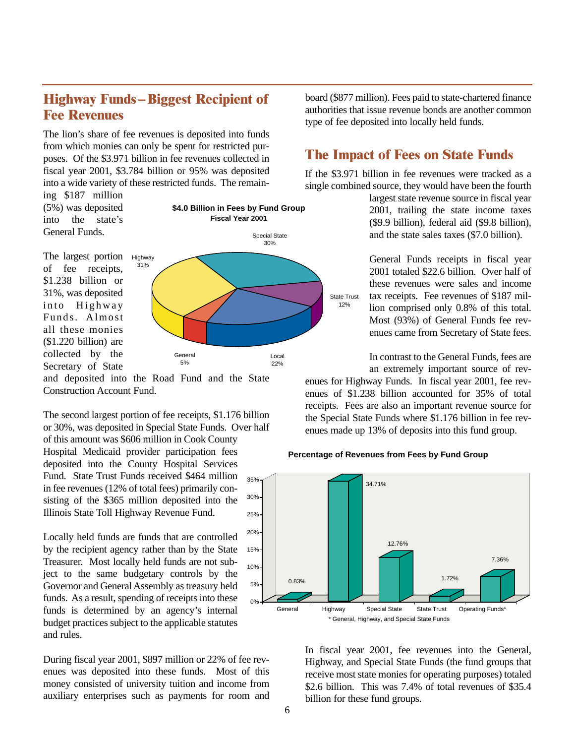## Highway Funds – Biggest Recipient of Fee Revenues

The lion's share of fee revenues is deposited into funds from which monies can only be spent for restricted purposes. Of the $3.971 billion in fee revenues collected in fiscal year 2001, $3.784 billion or 95% was deposited into a wide variety of these restricted funds. The remaining $187 million (5%) was deposited into the state's General Funds.

**$4.0 Billion in Fees by Fund Group**
**Fiscal Year 2001**

| Fund Group | Percent |
|---|---|
| Highway | 31% |
| Special State | 30% |
| State Trust | 12% |
| Local | 22% |
| General | 5% |

The largest portion of fee receipts, $1.238 billion or 31%, was deposited into Highway Funds. Almost all these monies ($1.220 billion) are collected by the Secretary of State and deposited into the Road Fund and the State Construction Account Fund.

The second largest portion of fee receipts, $1.176 billion or 30%, was deposited in Special State Funds. Over half of this amount was $606 million in Cook County Hospital Medicaid provider participation fees deposited into the County Hospital Services Fund. State Trust Funds received $464 million in fee revenues (12% of total fees) primarily consisting of the $365 million deposited into the Illinois State Toll Highway Revenue Fund.

Locally held funds are funds that are controlled by the recipient agency rather than by the State Treasurer. Most locally held funds are not subject to the same budgetary controls by the Governor and General Assembly as treasury held funds. As a result, spending of receipts into these funds is determined by an agency's internal budget practices subject to the applicable statutes and rules.

During fiscal year 2001, $897 million or 22% of fee revenues was deposited into these funds. Most of this money consisted of university tuition and income from auxiliary enterprises such as payments for room and board ($877 million). Fees paid to state-chartered finance authorities that issue revenue bonds are another common type of fee deposited into locally held funds.

## The Impact of Fees on State Funds

If the $3.971 billion in fee revenues were tracked as a single combined source, they would have been the fourth largest state revenue source in fiscal year 2001, trailing the state income taxes ($9.9 billion), federal aid ($9.8 billion), and the state sales taxes ($7.0 billion).

General Funds receipts in fiscal year 2001 totaled $22.6 billion. Over half of these revenues were sales and income tax receipts. Fee revenues of $187 million comprised only 0.8% of this total. Most (93%) of General Funds fee revenues came from Secretary of State fees.

In contrast to the General Funds, fees are an extremely important source of revenues for Highway Funds. In fiscal year 2001, fee revenues of $1.238 billion accounted for 35% of total receipts. Fees are also an important revenue source for the Special State Funds where $1.176 billion in fee revenues made up 13% of deposits into this fund group.

**Percentage of Revenues from Fees by Fund Group**

| Fund Group | Percent |
|---|---|
| General | 0.83% |
| Highway | 34.71% |
| Special State | 12.76% |
| State Trust | 1.72% |
| Operating Funds* | 7.36% |

\* General, Highway, and Special State Funds

In fiscal year 2001, fee revenues into the General, Highway, and Special State Funds (the fund groups that receive most state monies for operating purposes) totaled $2.6 billion. This was 7.4% of total revenues of $35.4 billion for these fund groups.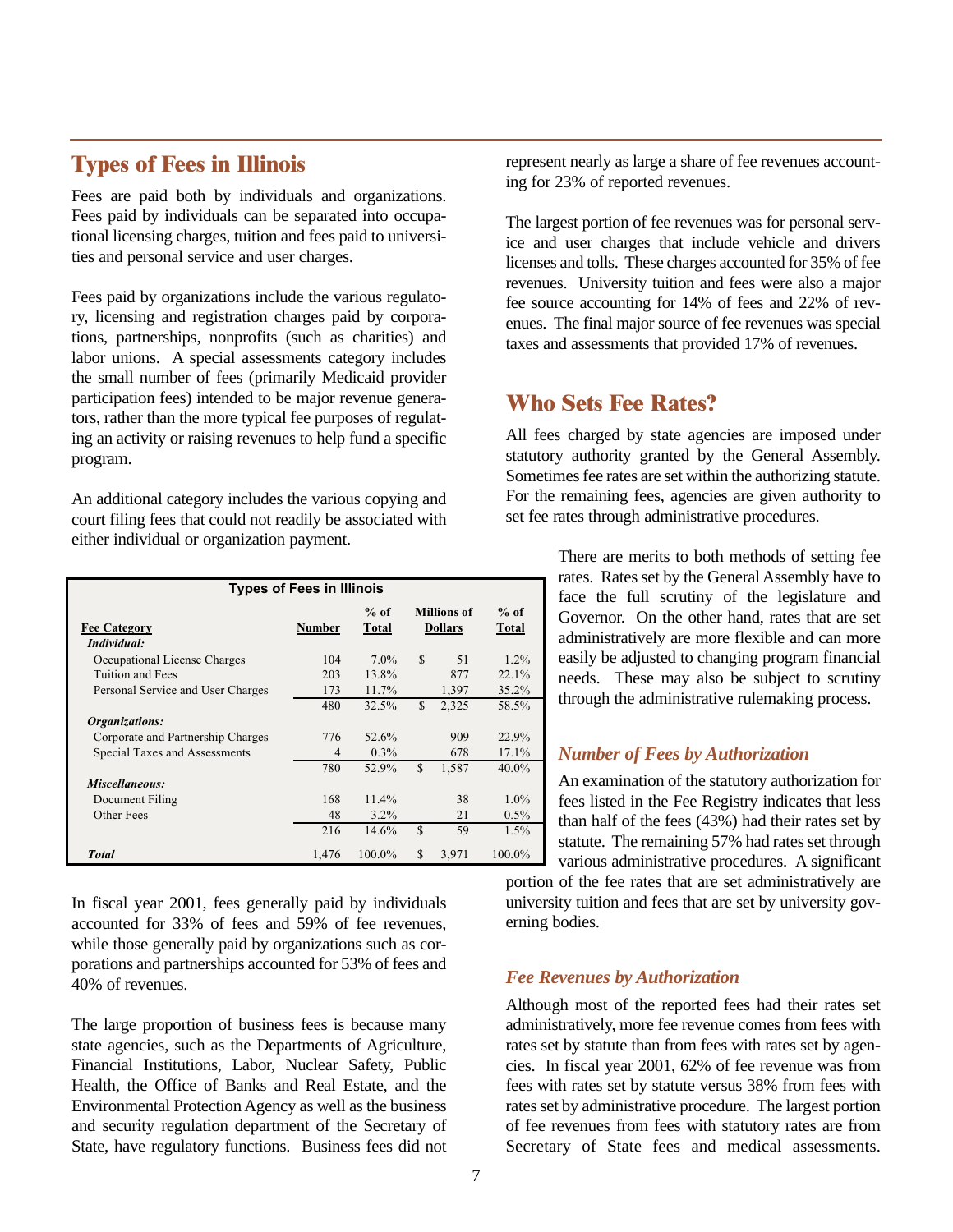## Types of Fees in Illinois

Fees are paid both by individuals and organizations. Fees paid by individuals can be separated into occupational licensing charges, tuition and fees paid to universities and personal service and user charges.

Fees paid by organizations include the various regulatory, licensing and registration charges paid by corporations, partnerships, nonprofits (such as charities) and labor unions. A special assessments category includes the small number of fees (primarily Medicaid provider participation fees) intended to be major revenue generators, rather than the more typical fee purposes of regulating an activity or raising revenues to help fund a specific program.

An additional category includes the various copying and court filing fees that could not readily be associated with either individual or organization payment.

**Types of Fees in Illinois**

| Fee Category | Number | % of Total | Millions of Dollars | % of Total |
|---|---|---|---|---|
| ***Individual:*** | | | | |
| Occupational License Charges | 104 | 7.0% | $ 51 | 1.2% |
| Tuition and Fees | 203 | 13.8% | 877 | 22.1% |
| Personal Service and User Charges | 173 | 11.7% | 1,397 | 35.2% |
| | 480 | 32.5% | $ 2,325 | 58.5% |
| ***Organizations:*** | | | | |
| Corporate and Partnership Charges | 776 | 52.6% | 909 | 22.9% |
| Special Taxes and Assessments | 4 | 0.3% | 678 | 17.1% |
| | 780 | 52.9% | $ 1,587 | 40.0% |
| ***Miscellaneous:*** | | | | |
| Document Filing | 168 | 11.4% | 38 | 1.0% |
| Other Fees | 48 | 3.2% | 21 | 0.5% |
| | 216 | 14.6% | $ 59 | 1.5% |
| ***Total*** | 1,476 | 100.0% | $ 3,971 | 100.0% |

In fiscal year 2001, fees generally paid by individuals accounted for 33% of fees and 59% of fee revenues, while those generally paid by organizations such as corporations and partnerships accounted for 53% of fees and 40% of revenues.

The large proportion of business fees is because many state agencies, such as the Departments of Agriculture, Financial Institutions, Labor, Nuclear Safety, Public Health, the Office of Banks and Real Estate, and the Environmental Protection Agency as well as the business and security regulation department of the Secretary of State, have regulatory functions. Business fees did not represent nearly as large a share of fee revenues accounting for 23% of reported revenues.

The largest portion of fee revenues was for personal service and user charges that include vehicle and drivers licenses and tolls. These charges accounted for 35% of fee revenues. University tuition and fees were also a major fee source accounting for 14% of fees and 22% of revenues. The final major source of fee revenues was special taxes and assessments that provided 17% of revenues.

## Who Sets Fee Rates?

All fees charged by state agencies are imposed under statutory authority granted by the General Assembly. Sometimes fee rates are set within the authorizing statute. For the remaining fees, agencies are given authority to set fee rates through administrative procedures.

There are merits to both methods of setting fee rates. Rates set by the General Assembly have to face the full scrutiny of the legislature and Governor. On the other hand, rates that are set administratively are more flexible and can more easily be adjusted to changing program financial needs. These may also be subject to scrutiny through the administrative rulemaking process.

### *Number of Fees by Authorization*

An examination of the statutory authorization for fees listed in the Fee Registry indicates that less than half of the fees (43%) had their rates set by statute. The remaining 57% had rates set through various administrative procedures. A significant portion of the fee rates that are set administratively are university tuition and fees that are set by university governing bodies.

### *Fee Revenues by Authorization*

Although most of the reported fees had their rates set administratively, more fee revenue comes from fees with rates set by statute than from fees with rates set by agencies. In fiscal year 2001, 62% of fee revenue was from fees with rates set by statute versus 38% from fees with rates set by administrative procedure. The largest portion of fee revenues from fees with statutory rates are from Secretary of State fees and medical assessments.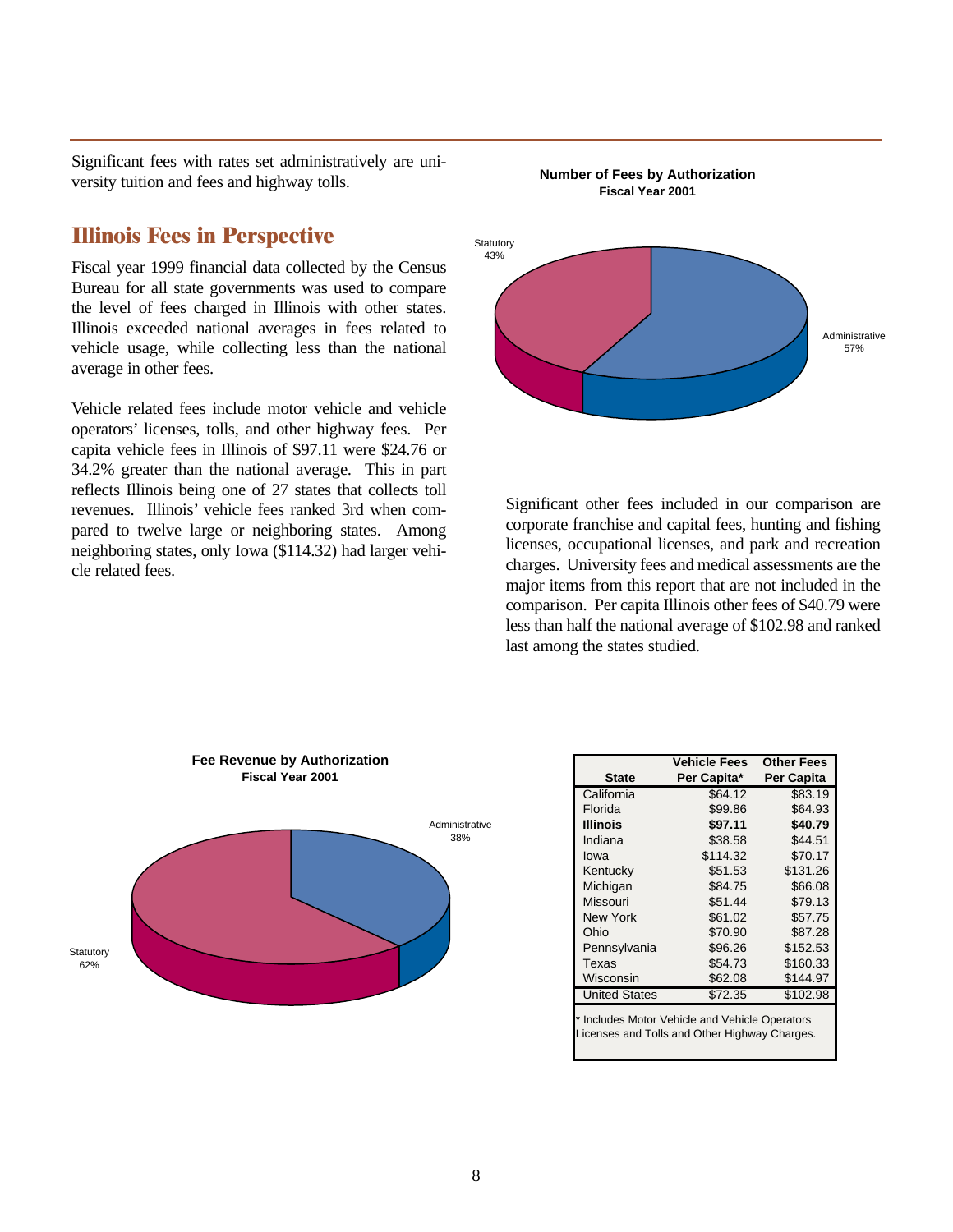Significant fees with rates set administratively are university tuition and fees and highway tolls.

## Illinois Fees in Perspective

Fiscal year 1999 financial data collected by the Census Bureau for all state governments was used to compare the level of fees charged in Illinois with other states. Illinois exceeded national averages in fees related to vehicle usage, while collecting less than the national average in other fees.

Vehicle related fees include motor vehicle and vehicle operators' licenses, tolls, and other highway fees. Per capita vehicle fees in Illinois of $97.11 were $24.76 or 34.2% greater than the national average. This in part reflects Illinois being one of 27 states that collects toll revenues. Illinois' vehicle fees ranked 3rd when compared to twelve large or neighboring states. Among neighboring states, only Iowa ($114.32) had larger vehicle related fees.

**Number of Fees by Authorization**
**Fiscal Year 2001**

Statutory 43%
Administrative 57%

Significant other fees included in our comparison are corporate franchise and capital fees, hunting and fishing licenses, occupational licenses, and park and recreation charges. University fees and medical assessments are the major items from this report that are not included in the comparison. Per capita Illinois other fees of $40.79 were less than half the national average of $102.98 and ranked last among the states studied.

**Fee Revenue by Authorization**
**Fiscal Year 2001**

Administrative 38%
Statutory 62%

| State | Vehicle Fees Per Capita* | Other Fees Per Capita |
|---|---|---|
| California | $64.12 | $83.19 |
| Florida | $99.86 | $64.93 |
| **Illinois** | **$97.11** | **$40.79** |
| Indiana | $38.58 | $44.51 |
| Iowa | $114.32 | $70.17 |
| Kentucky | $51.53 | $131.26 |
| Michigan | $84.75 | $66.08 |
| Missouri | $51.44 | $79.13 |
| New York | $61.02 | $57.75 |
| Ohio | $70.90 | $87.28 |
| Pennsylvania | $96.26 | $152.53 |
| Texas | $54.73 | $160.33 |
| Wisconsin | $62.08 | $144.97 |
| United States | $72.35 | $102.98 |

* Includes Motor Vehicle and Vehicle Operators Licenses and Tolls and Other Highway Charges.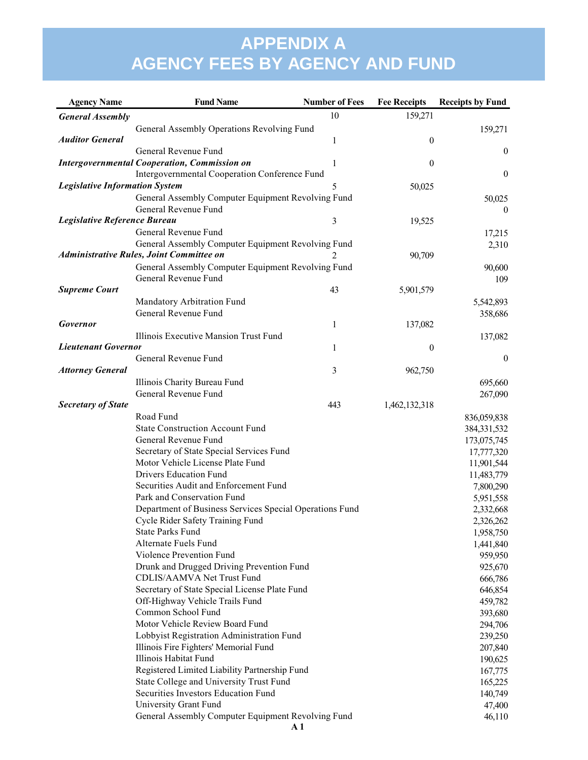# APPENDIX A
# AGENCY FEES BY AGENCY AND FUND

| Agency Name | Fund Name | Number of Fees | Fee Receipts | Receipts by Fund |
|---|---|---|---|---|
| ***General Assembly*** | | 10 | 159,271 | |
| | General Assembly Operations Revolving Fund | | | 159,271 |
| ***Auditor General*** | | 1 | 0 | |
| | General Revenue Fund | | | 0 |
| ***Intergovernmental Cooperation, Commission on*** | | 1 | 0 | |
| | Intergovernmental Cooperation Conference Fund | | | 0 |
| ***Legislative Information System*** | | 5 | 50,025 | |
| | General Assembly Computer Equipment Revolving Fund | | | 50,025 |
| | General Revenue Fund | | | 0 |
| ***Legislative Reference Bureau*** | | 3 | 19,525 | |
| | General Revenue Fund | | | 17,215 |
| | General Assembly Computer Equipment Revolving Fund | | | 2,310 |
| ***Administrative Rules, Joint Committee on*** | | 2 | 90,709 | |
| | General Assembly Computer Equipment Revolving Fund | | | 90,600 |
| | General Revenue Fund | | | 109 |
| ***Supreme Court*** | | 43 | 5,901,579 | |
| | Mandatory Arbitration Fund | | | 5,542,893 |
| | General Revenue Fund | | | 358,686 |
| ***Governor*** | | 1 | 137,082 | |
| | Illinois Executive Mansion Trust Fund | | | 137,082 |
| ***Lieutenant Governor*** | | 1 | 0 | |
| | General Revenue Fund | | | 0 |
| ***Attorney General*** | | 3 | 962,750 | |
| | Illinois Charity Bureau Fund | | | 695,660 |
| | General Revenue Fund | | | 267,090 |
| ***Secretary of State*** | | 443 | 1,462,132,318 | |
| | Road Fund | | | 836,059,838 |
| | State Construction Account Fund | | | 384,331,532 |
| | General Revenue Fund | | | 173,075,745 |
| | Secretary of State Special Services Fund | | | 17,777,320 |
| | Motor Vehicle License Plate Fund | | | 11,901,544 |
| | Drivers Education Fund | | | 11,483,779 |
| | Securities Audit and Enforcement Fund | | | 7,800,290 |
| | Park and Conservation Fund | | | 5,951,558 |
| | Department of Business Services Special Operations Fund | | | 2,332,668 |
| | Cycle Rider Safety Training Fund | | | 2,326,262 |
| | State Parks Fund | | | 1,958,750 |
| | Alternate Fuels Fund | | | 1,441,840 |
| | Violence Prevention Fund | | | 959,950 |
| | Drunk and Drugged Driving Prevention Fund | | | 925,670 |
| | CDLIS/AAMVA Net Trust Fund | | | 666,786 |
| | Secretary of State Special License Plate Fund | | | 646,854 |
| | Off-Highway Vehicle Trails Fund | | | 459,782 |
| | Common School Fund | | | 393,680 |
| | Motor Vehicle Review Board Fund | | | 294,706 |
| | Lobbyist Registration Administration Fund | | | 239,250 |
| | Illinois Fire Fighters' Memorial Fund | | | 207,840 |
| | Illinois Habitat Fund | | | 190,625 |
| | Registered Limited Liability Partnership Fund | | | 167,775 |
| | State College and University Trust Fund | | | 165,225 |
| | Securities Investors Education Fund | | | 140,749 |
| | University Grant Fund | | | 47,400 |
| | General Assembly Computer Equipment Revolving Fund | | | 46,110 |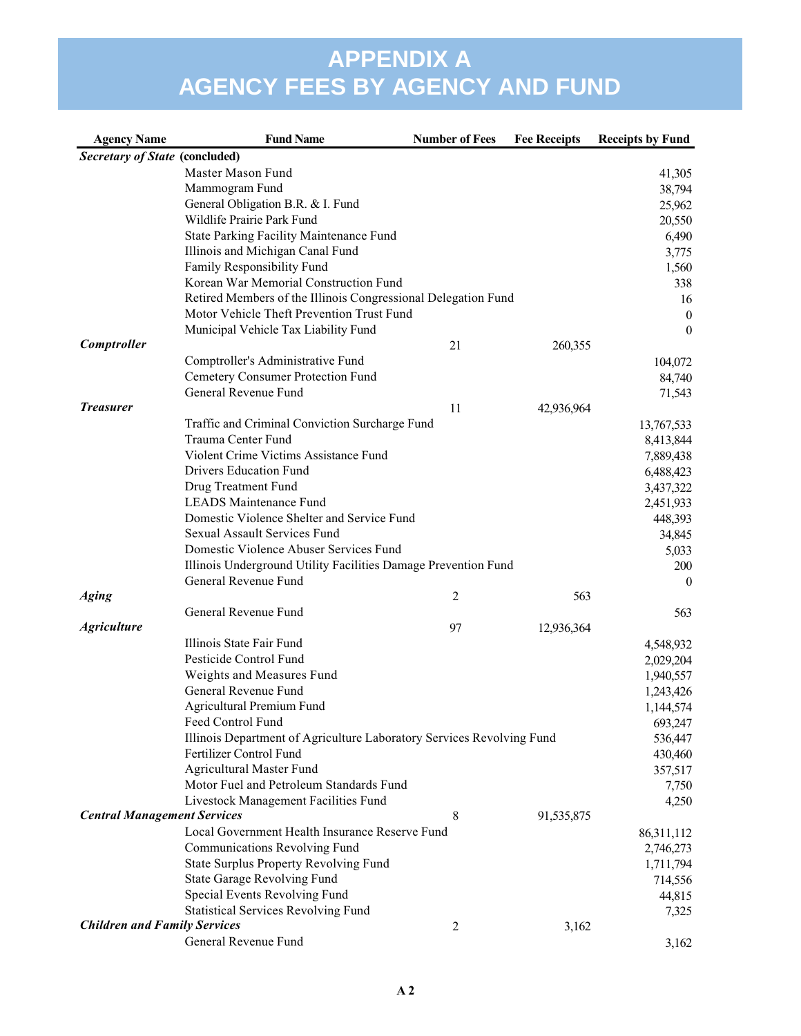# APPENDIX A
# AGENCY FEES BY AGENCY AND FUND

| Agency Name | Fund Name | Number of Fees | Fee Receipts | Receipts by Fund |
|---|---|---|---|---|
| ***Secretary of State* (concluded)** | | | | |
| | Master Mason Fund | | | 41,305 |
| | Mammogram Fund | | | 38,794 |
| | General Obligation B.R. & I. Fund | | | 25,962 |
| | Wildlife Prairie Park Fund | | | 20,550 |
| | State Parking Facility Maintenance Fund | | | 6,490 |
| | Illinois and Michigan Canal Fund | | | 3,775 |
| | Family Responsibility Fund | | | 1,560 |
| | Korean War Memorial Construction Fund | | | 338 |
| | Retired Members of the Illinois Congressional Delegation Fund | | | 16 |
| | Motor Vehicle Theft Prevention Trust Fund | | | 0 |
| | Municipal Vehicle Tax Liability Fund | | | 0 |
| ***Comptroller*** | | 21 | 260,355 | |
| | Comptroller's Administrative Fund | | | 104,072 |
| | Cemetery Consumer Protection Fund | | | 84,740 |
| | General Revenue Fund | | | 71,543 |
| ***Treasurer*** | | 11 | 42,936,964 | |
| | Traffic and Criminal Conviction Surcharge Fund | | | 13,767,533 |
| | Trauma Center Fund | | | 8,413,844 |
| | Violent Crime Victims Assistance Fund | | | 7,889,438 |
| | Drivers Education Fund | | | 6,488,423 |
| | Drug Treatment Fund | | | 3,437,322 |
| | LEADS Maintenance Fund | | | 2,451,933 |
| | Domestic Violence Shelter and Service Fund | | | 448,393 |
| | Sexual Assault Services Fund | | | 34,845 |
| | Domestic Violence Abuser Services Fund | | | 5,033 |
| | Illinois Underground Utility Facilities Damage Prevention Fund | | | 200 |
| | General Revenue Fund | | | 0 |
| ***Aging*** | | 2 | 563 | |
| | General Revenue Fund | | | 563 |
| ***Agriculture*** | | 97 | 12,936,364 | |
| | Illinois State Fair Fund | | | 4,548,932 |
| | Pesticide Control Fund | | | 2,029,204 |
| | Weights and Measures Fund | | | 1,940,557 |
| | General Revenue Fund | | | 1,243,426 |
| | Agricultural Premium Fund | | | 1,144,574 |
| | Feed Control Fund | | | 693,247 |
| | Illinois Department of Agriculture Laboratory Services Revolving Fund | | | 536,447 |
| | Fertilizer Control Fund | | | 430,460 |
| | Agricultural Master Fund | | | 357,517 |
| | Motor Fuel and Petroleum Standards Fund | | | 7,750 |
| | Livestock Management Facilities Fund | | | 4,250 |
| ***Central Management Services*** | | 8 | 91,535,875 | |
| | Local Government Health Insurance Reserve Fund | | | 86,311,112 |
| | Communications Revolving Fund | | | 2,746,273 |
| | State Surplus Property Revolving Fund | | | 1,711,794 |
| | State Garage Revolving Fund | | | 714,556 |
| | Special Events Revolving Fund | | | 44,815 |
| | Statistical Services Revolving Fund | | | 7,325 |
| ***Children and Family Services*** | | 2 | 3,162 | |
| | General Revenue Fund | | | 3,162 |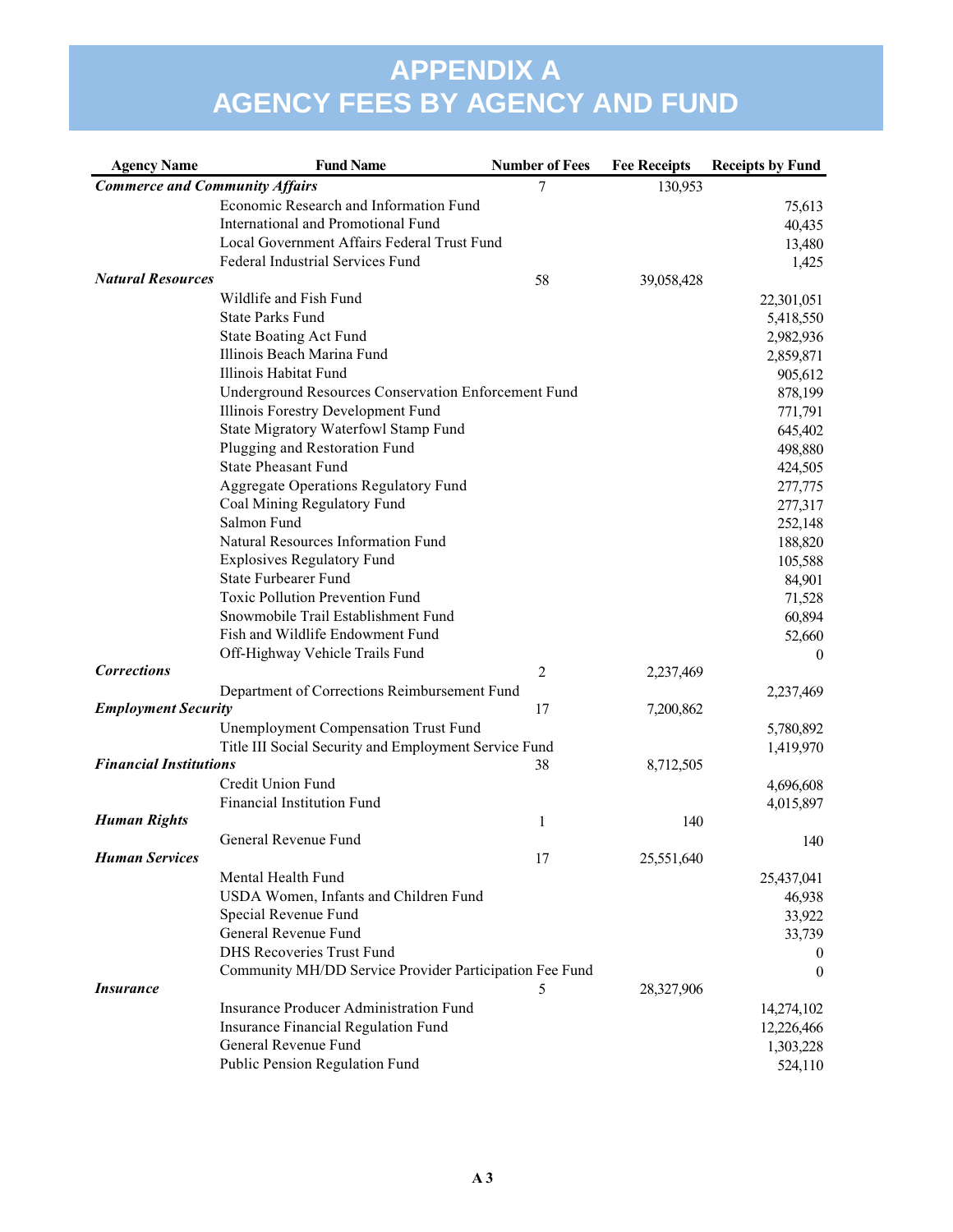# APPENDIX A
# AGENCY FEES BY AGENCY AND FUND

| Agency Name | Fund Name | Number of Fees | Fee Receipts | Receipts by Fund |
|---|---|---|---|---|
| ***Commerce and Community Affairs*** | | 7 | 130,953 | |
| | Economic Research and Information Fund | | | 75,613 |
| | International and Promotional Fund | | | 40,435 |
| | Local Government Affairs Federal Trust Fund | | | 13,480 |
| | Federal Industrial Services Fund | | | 1,425 |
| ***Natural Resources*** | | 58 | 39,058,428 | |
| | Wildlife and Fish Fund | | | 22,301,051 |
| | State Parks Fund | | | 5,418,550 |
| | State Boating Act Fund | | | 2,982,936 |
| | Illinois Beach Marina Fund | | | 2,859,871 |
| | Illinois Habitat Fund | | | 905,612 |
| | Underground Resources Conservation Enforcement Fund | | | 878,199 |
| | Illinois Forestry Development Fund | | | 771,791 |
| | State Migratory Waterfowl Stamp Fund | | | 645,402 |
| | Plugging and Restoration Fund | | | 498,880 |
| | State Pheasant Fund | | | 424,505 |
| | Aggregate Operations Regulatory Fund | | | 277,775 |
| | Coal Mining Regulatory Fund | | | 277,317 |
| | Salmon Fund | | | 252,148 |
| | Natural Resources Information Fund | | | 188,820 |
| | Explosives Regulatory Fund | | | 105,588 |
| | State Furbearer Fund | | | 84,901 |
| | Toxic Pollution Prevention Fund | | | 71,528 |
| | Snowmobile Trail Establishment Fund | | | 60,894 |
| | Fish and Wildlife Endowment Fund | | | 52,660 |
| | Off-Highway Vehicle Trails Fund | | | 0 |
| ***Corrections*** | | 2 | 2,237,469 | |
| | Department of Corrections Reimbursement Fund | | | 2,237,469 |
| ***Employment Security*** | | 17 | 7,200,862 | |
| | Unemployment Compensation Trust Fund | | | 5,780,892 |
| | Title III Social Security and Employment Service Fund | | | 1,419,970 |
| ***Financial Institutions*** | | 38 | 8,712,505 | |
| | Credit Union Fund | | | 4,696,608 |
| | Financial Institution Fund | | | 4,015,897 |
| ***Human Rights*** | | 1 | 140 | |
| | General Revenue Fund | | | 140 |
| ***Human Services*** | | 17 | 25,551,640 | |
| | Mental Health Fund | | | 25,437,041 |
| | USDA Women, Infants and Children Fund | | | 46,938 |
| | Special Revenue Fund | | | 33,922 |
| | General Revenue Fund | | | 33,739 |
| | DHS Recoveries Trust Fund | | | 0 |
| | Community MH/DD Service Provider Participation Fee Fund | | | 0 |
| ***Insurance*** | | 5 | 28,327,906 | |
| | Insurance Producer Administration Fund | | | 14,274,102 |
| | Insurance Financial Regulation Fund | | | 12,226,466 |
| | General Revenue Fund | | | 1,303,228 |
| | Public Pension Regulation Fund | | | 524,110 |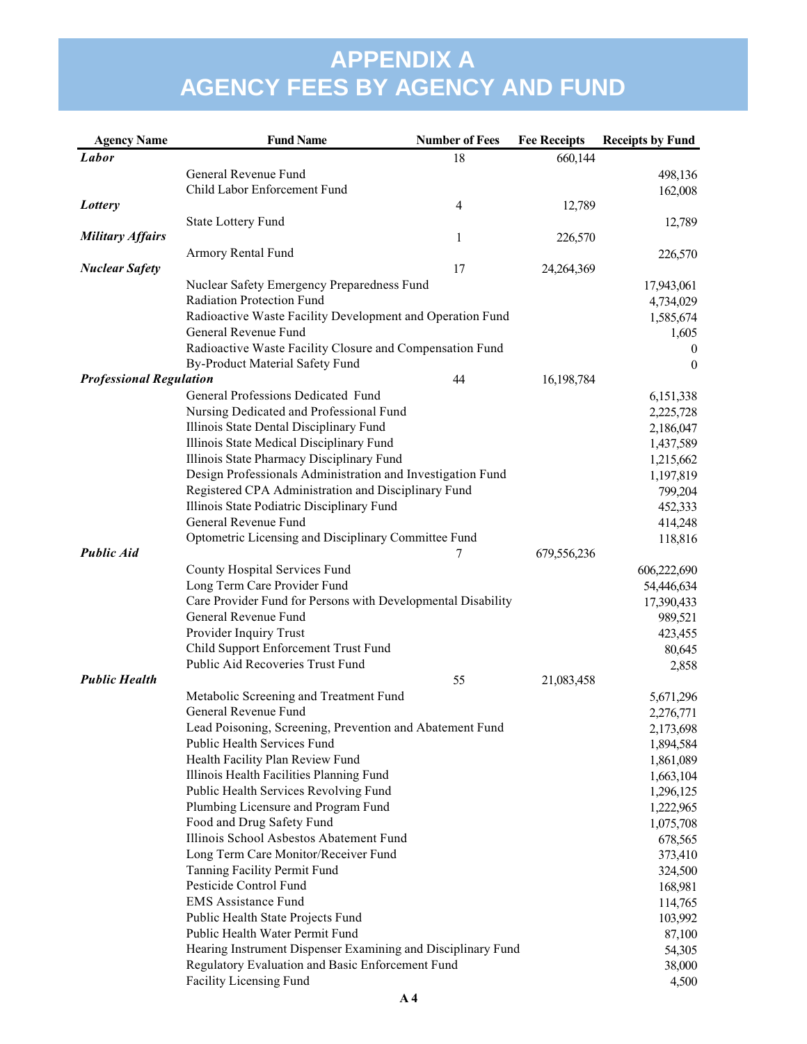# APPENDIX A
# AGENCY FEES BY AGENCY AND FUND

| Agency Name | Fund Name | Number of Fees | Fee Receipts | Receipts by Fund |
|---|---|---|---|---|
| ***Labor*** | | 18 | 660,144 | |
| | General Revenue Fund | | | 498,136 |
| | Child Labor Enforcement Fund | | | 162,008 |
| ***Lottery*** | | 4 | 12,789 | |
| | State Lottery Fund | | | 12,789 |
| ***Military Affairs*** | | 1 | 226,570 | |
| | Armory Rental Fund | | | 226,570 |
| ***Nuclear Safety*** | | 17 | 24,264,369 | |
| | Nuclear Safety Emergency Preparedness Fund | | | 17,943,061 |
| | Radiation Protection Fund | | | 4,734,029 |
| | Radioactive Waste Facility Development and Operation Fund | | | 1,585,674 |
| | General Revenue Fund | | | 1,605 |
| | Radioactive Waste Facility Closure and Compensation Fund | | | 0 |
| | By-Product Material Safety Fund | | | 0 |
| ***Professional Regulation*** | | 44 | 16,198,784 | |
| | General Professions Dedicated Fund | | | 6,151,338 |
| | Nursing Dedicated and Professional Fund | | | 2,225,728 |
| | Illinois State Dental Disciplinary Fund | | | 2,186,047 |
| | Illinois State Medical Disciplinary Fund | | | 1,437,589 |
| | Illinois State Pharmacy Disciplinary Fund | | | 1,215,662 |
| | Design Professionals Administration and Investigation Fund | | | 1,197,819 |
| | Registered CPA Administration and Disciplinary Fund | | | 799,204 |
| | Illinois State Podiatric Disciplinary Fund | | | 452,333 |
| | General Revenue Fund | | | 414,248 |
| | Optometric Licensing and Disciplinary Committee Fund | | | 118,816 |
| ***Public Aid*** | | 7 | 679,556,236 | |
| | County Hospital Services Fund | | | 606,222,690 |
| | Long Term Care Provider Fund | | | 54,446,634 |
| | Care Provider Fund for Persons with Developmental Disability | | | 17,390,433 |
| | General Revenue Fund | | | 989,521 |
| | Provider Inquiry Trust | | | 423,455 |
| | Child Support Enforcement Trust Fund | | | 80,645 |
| | Public Aid Recoveries Trust Fund | | | 2,858 |
| ***Public Health*** | | 55 | 21,083,458 | |
| | Metabolic Screening and Treatment Fund | | | 5,671,296 |
| | General Revenue Fund | | | 2,276,771 |
| | Lead Poisoning, Screening, Prevention and Abatement Fund | | | 2,173,698 |
| | Public Health Services Fund | | | 1,894,584 |
| | Health Facility Plan Review Fund | | | 1,861,089 |
| | Illinois Health Facilities Planning Fund | | | 1,663,104 |
| | Public Health Services Revolving Fund | | | 1,296,125 |
| | Plumbing Licensure and Program Fund | | | 1,222,965 |
| | Food and Drug Safety Fund | | | 1,075,708 |
| | Illinois School Asbestos Abatement Fund | | | 678,565 |
| | Long Term Care Monitor/Receiver Fund | | | 373,410 |
| | Tanning Facility Permit Fund | | | 324,500 |
| | Pesticide Control Fund | | | 168,981 |
| | EMS Assistance Fund | | | 114,765 |
| | Public Health State Projects Fund | | | 103,992 |
| | Public Health Water Permit Fund | | | 87,100 |
| | Hearing Instrument Dispenser Examining and Disciplinary Fund | | | 54,305 |
| | Regulatory Evaluation and Basic Enforcement Fund | | | 38,000 |
| | Facility Licensing Fund | | | 4,500 |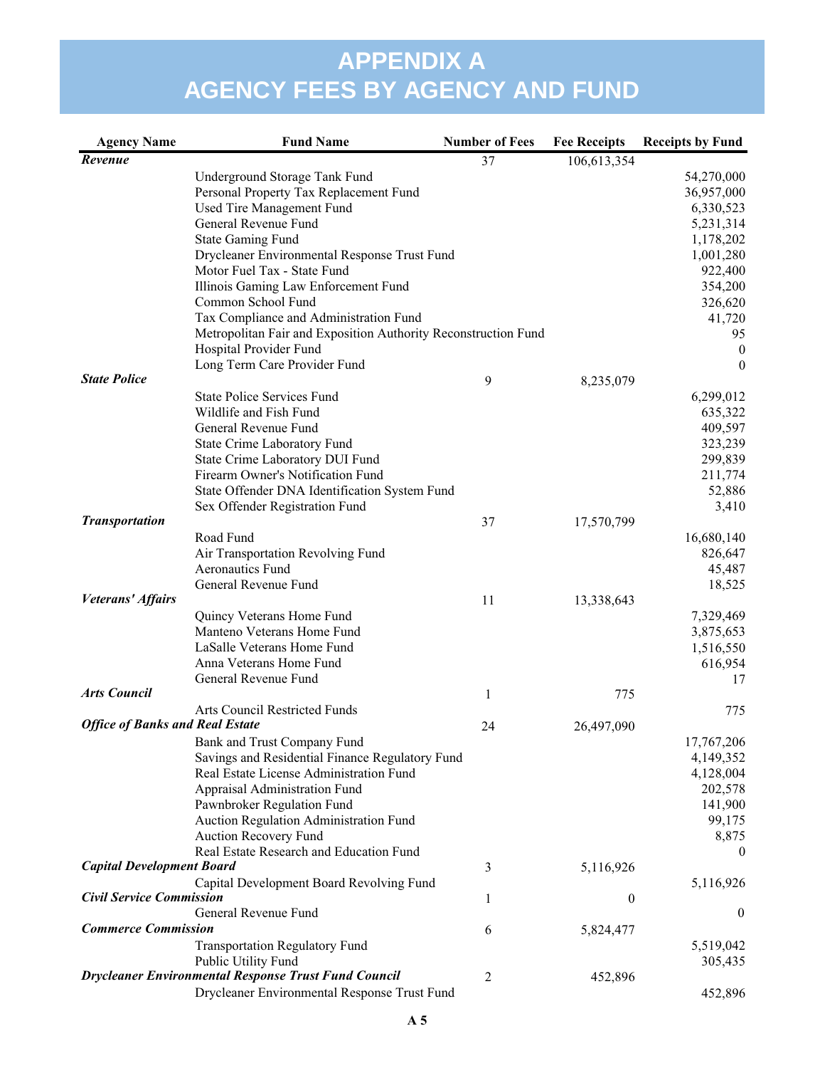# APPENDIX A
# AGENCY FEES BY AGENCY AND FUND

| Agency Name | Fund Name | Number of Fees | Fee Receipts | Receipts by Fund |
|---|---|---|---|---|
| ***Revenue*** | | 37 | 106,613,354 | |
| | Underground Storage Tank Fund | | | 54,270,000 |
| | Personal Property Tax Replacement Fund | | | 36,957,000 |
| | Used Tire Management Fund | | | 6,330,523 |
| | General Revenue Fund | | | 5,231,314 |
| | State Gaming Fund | | | 1,178,202 |
| | Drycleaner Environmental Response Trust Fund | | | 1,001,280 |
| | Motor Fuel Tax - State Fund | | | 922,400 |
| | Illinois Gaming Law Enforcement Fund | | | 354,200 |
| | Common School Fund | | | 326,620 |
| | Tax Compliance and Administration Fund | | | 41,720 |
| | Metropolitan Fair and Exposition Authority Reconstruction Fund | | | 95 |
| | Hospital Provider Fund | | | 0 |
| | Long Term Care Provider Fund | | | 0 |
| ***State Police*** | | 9 | 8,235,079 | |
| | State Police Services Fund | | | 6,299,012 |
| | Wildlife and Fish Fund | | | 635,322 |
| | General Revenue Fund | | | 409,597 |
| | State Crime Laboratory Fund | | | 323,239 |
| | State Crime Laboratory DUI Fund | | | 299,839 |
| | Firearm Owner's Notification Fund | | | 211,774 |
| | State Offender DNA Identification System Fund | | | 52,886 |
| | Sex Offender Registration Fund | | | 3,410 |
| ***Transportation*** | | 37 | 17,570,799 | |
| | Road Fund | | | 16,680,140 |
| | Air Transportation Revolving Fund | | | 826,647 |
| | Aeronautics Fund | | | 45,487 |
| | General Revenue Fund | | | 18,525 |
| ***Veterans' Affairs*** | | 11 | 13,338,643 | |
| | Quincy Veterans Home Fund | | | 7,329,469 |
| | Manteno Veterans Home Fund | | | 3,875,653 |
| | LaSalle Veterans Home Fund | | | 1,516,550 |
| | Anna Veterans Home Fund | | | 616,954 |
| | General Revenue Fund | | | 17 |
| ***Arts Council*** | | 1 | 775 | |
| | Arts Council Restricted Funds | | | 775 |
| ***Office of Banks and Real Estate*** | | 24 | 26,497,090 | |
| | Bank and Trust Company Fund | | | 17,767,206 |
| | Savings and Residential Finance Regulatory Fund | | | 4,149,352 |
| | Real Estate License Administration Fund | | | 4,128,004 |
| | Appraisal Administration Fund | | | 202,578 |
| | Pawnbroker Regulation Fund | | | 141,900 |
| | Auction Regulation Administration Fund | | | 99,175 |
| | Auction Recovery Fund | | | 8,875 |
| | Real Estate Research and Education Fund | | | 0 |
| ***Capital Development Board*** | | 3 | 5,116,926 | |
| | Capital Development Board Revolving Fund | | | 5,116,926 |
| ***Civil Service Commission*** | | 1 | 0 | |
| | General Revenue Fund | | | 0 |
| ***Commerce Commission*** | | 6 | 5,824,477 | |
| | Transportation Regulatory Fund | | | 5,519,042 |
| | Public Utility Fund | | | 305,435 |
| ***Drycleaner Environmental Response Trust Fund Council*** | | 2 | 452,896 | |
| | Drycleaner Environmental Response Trust Fund | | | 452,896 |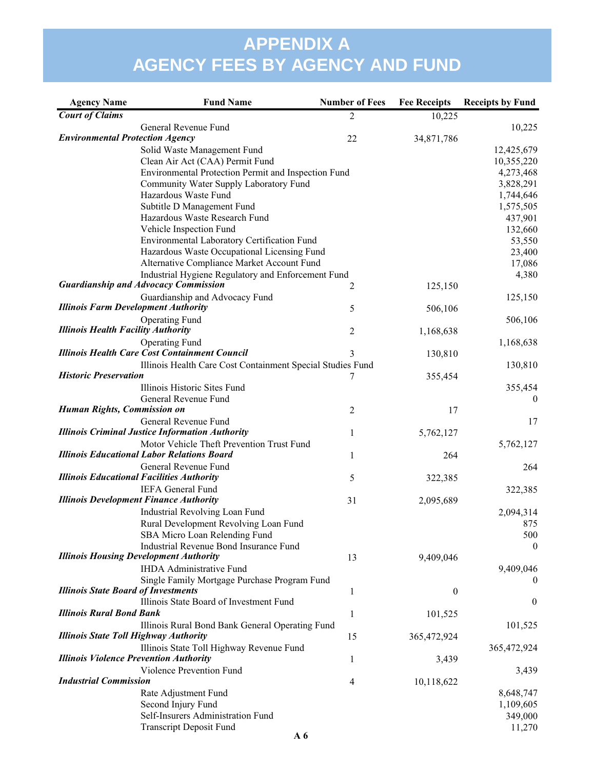# APPENDIX A
# AGENCY FEES BY AGENCY AND FUND

| Agency Name | Fund Name | Number of Fees | Fee Receipts | Receipts by Fund |
|---|---|---|---|---|
| ***Court of Claims*** | | 2 | 10,225 | |
| | General Revenue Fund | | | 10,225 |
| ***Environmental Protection Agency*** | | 22 | 34,871,786 | |
| | Solid Waste Management Fund | | | 12,425,679 |
| | Clean Air Act (CAA) Permit Fund | | | 10,355,220 |
| | Environmental Protection Permit and Inspection Fund | | | 4,273,468 |
| | Community Water Supply Laboratory Fund | | | 3,828,291 |
| | Hazardous Waste Fund | | | 1,744,646 |
| | Subtitle D Management Fund | | | 1,575,505 |
| | Hazardous Waste Research Fund | | | 437,901 |
| | Vehicle Inspection Fund | | | 132,660 |
| | Environmental Laboratory Certification Fund | | | 53,550 |
| | Hazardous Waste Occupational Licensing Fund | | | 23,400 |
| | Alternative Compliance Market Account Fund | | | 17,086 |
| | Industrial Hygiene Regulatory and Enforcement Fund | | | 4,380 |
| ***Guardianship and Advocacy Commission*** | | 2 | 125,150 | |
| | Guardianship and Advocacy Fund | | | 125,150 |
| ***Illinois Farm Development Authority*** | | 5 | 506,106 | |
| | Operating Fund | | | 506,106 |
| ***Illinois Health Facility Authority*** | | 2 | 1,168,638 | |
| | Operating Fund | | | 1,168,638 |
| ***Illinois Health Care Cost Containment Council*** | | 3 | 130,810 | |
| | Illinois Health Care Cost Containment Special Studies Fund | | | 130,810 |
| ***Historic Preservation*** | | 7 | 355,454 | |
| | Illinois Historic Sites Fund | | | 355,454 |
| | General Revenue Fund | | | 0 |
| ***Human Rights, Commission on*** | | 2 | 17 | |
| | General Revenue Fund | | | 17 |
| ***Illinois Criminal Justice Information Authority*** | | 1 | 5,762,127 | |
| | Motor Vehicle Theft Prevention Trust Fund | | | 5,762,127 |
| ***Illinois Educational Labor Relations Board*** | | 1 | 264 | |
| | General Revenue Fund | | | 264 |
| ***Illinois Educational Facilities Authority*** | | 5 | 322,385 | |
| | IEFA General Fund | | | 322,385 |
| ***Illinois Development Finance Authority*** | | 31 | 2,095,689 | |
| | Industrial Revolving Loan Fund | | | 2,094,314 |
| | Rural Development Revolving Loan Fund | | | 875 |
| | SBA Micro Loan Relending Fund | | | 500 |
| | Industrial Revenue Bond Insurance Fund | | | 0 |
| ***Illinois Housing Development Authority*** | | 13 | 9,409,046 | |
| | IHDA Administrative Fund | | | 9,409,046 |
| | Single Family Mortgage Purchase Program Fund | | | 0 |
| ***Illinois State Board of Investments*** | | 1 | 0 | |
| | Illinois State Board of Investment Fund | | | 0 |
| ***Illinois Rural Bond Bank*** | | 1 | 101,525 | |
| | Illinois Rural Bond Bank General Operating Fund | | | 101,525 |
| ***Illinois State Toll Highway Authority*** | | 15 | 365,472,924 | |
| | Illinois State Toll Highway Revenue Fund | | | 365,472,924 |
| ***Illinois Violence Prevention Authority*** | | 1 | 3,439 | |
| | Violence Prevention Fund | | | 3,439 |
| ***Industrial Commission*** | | 4 | 10,118,622 | |
| | Rate Adjustment Fund | | | 8,648,747 |
| | Second Injury Fund | | | 1,109,605 |
| | Self-Insurers Administration Fund | | | 349,000 |
| | Transcript Deposit Fund | | | 11,270 |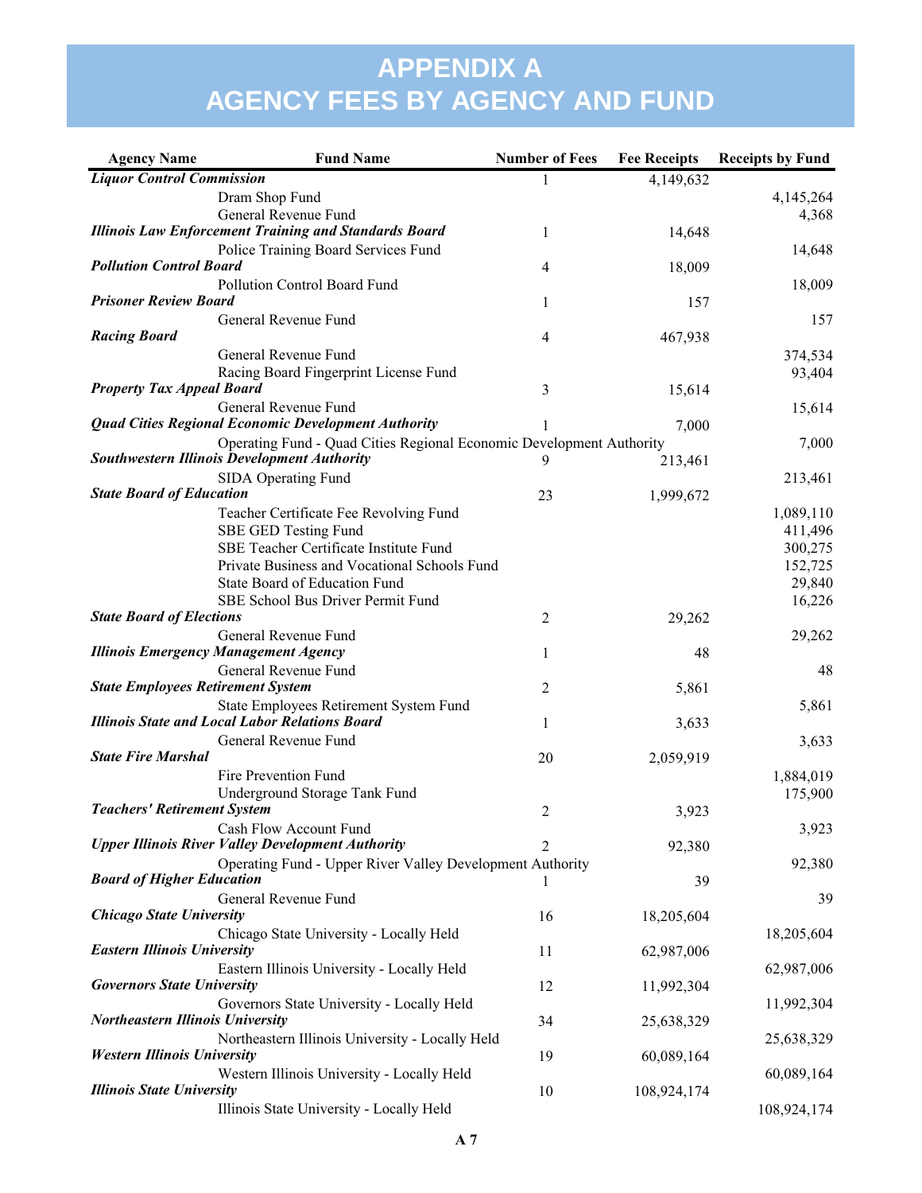# APPENDIX A
# AGENCY FEES BY AGENCY AND FUND

| Agency Name | Fund Name | Number of Fees | Fee Receipts | Receipts by Fund |
|---|---|---|---|---|
| ***Liquor Control Commission*** | | 1 | 4,149,632 | |
| | Dram Shop Fund | | | 4,145,264 |
| | General Revenue Fund | | | 4,368 |
| ***Illinois Law Enforcement Training and Standards Board*** | | 1 | 14,648 | |
| | Police Training Board Services Fund | | | 14,648 |
| ***Pollution Control Board*** | | 4 | 18,009 | |
| | Pollution Control Board Fund | | | 18,009 |
| ***Prisoner Review Board*** | | 1 | 157 | |
| | General Revenue Fund | | | 157 |
| ***Racing Board*** | | 4 | 467,938 | |
| | General Revenue Fund | | | 374,534 |
| | Racing Board Fingerprint License Fund | | | 93,404 |
| ***Property Tax Appeal Board*** | | 3 | 15,614 | |
| | General Revenue Fund | | | 15,614 |
| ***Quad Cities Regional Economic Development Authority*** | | 1 | 7,000 | |
| | Operating Fund - Quad Cities Regional Economic Development Authority | | | 7,000 |
| ***Southwestern Illinois Development Authority*** | | 9 | 213,461 | |
| | SIDA Operating Fund | | | 213,461 |
| ***State Board of Education*** | | 23 | 1,999,672 | |
| | Teacher Certificate Fee Revolving Fund | | | 1,089,110 |
| | SBE GED Testing Fund | | | 411,496 |
| | SBE Teacher Certificate Institute Fund | | | 300,275 |
| | Private Business and Vocational Schools Fund | | | 152,725 |
| | State Board of Education Fund | | | 29,840 |
| | SBE School Bus Driver Permit Fund | | | 16,226 |
| ***State Board of Elections*** | | 2 | 29,262 | |
| | General Revenue Fund | | | 29,262 |
| ***Illinois Emergency Management Agency*** | | 1 | 48 | |
| | General Revenue Fund | | | 48 |
| ***State Employees Retirement System*** | | 2 | 5,861 | |
| | State Employees Retirement System Fund | | | 5,861 |
| ***Illinois State and Local Labor Relations Board*** | | 1 | 3,633 | |
| | General Revenue Fund | | | 3,633 |
| ***State Fire Marshal*** | | 20 | 2,059,919 | |
| | Fire Prevention Fund | | | 1,884,019 |
| | Underground Storage Tank Fund | | | 175,900 |
| ***Teachers' Retirement System*** | | 2 | 3,923 | |
| | Cash Flow Account Fund | | | 3,923 |
| ***Upper Illinois River Valley Development Authority*** | | 2 | 92,380 | |
| | Operating Fund - Upper River Valley Development Authority | | | 92,380 |
| ***Board of Higher Education*** | | 1 | 39 | |
| | General Revenue Fund | | | 39 |
| ***Chicago State University*** | | 16 | 18,205,604 | |
| | Chicago State University - Locally Held | | | 18,205,604 |
| ***Eastern Illinois University*** | | 11 | 62,987,006 | |
| | Eastern Illinois University - Locally Held | | | 62,987,006 |
| ***Governors State University*** | | 12 | 11,992,304 | |
| | Governors State University - Locally Held | | | 11,992,304 |
| ***Northeastern Illinois University*** | | 34 | 25,638,329 | |
| | Northeastern Illinois University - Locally Held | | | 25,638,329 |
| ***Western Illinois University*** | | 19 | 60,089,164 | |
| | Western Illinois University - Locally Held | | | 60,089,164 |
| ***Illinois State University*** | | 10 | 108,924,174 | |
| | Illinois State University - Locally Held | | | 108,924,174 |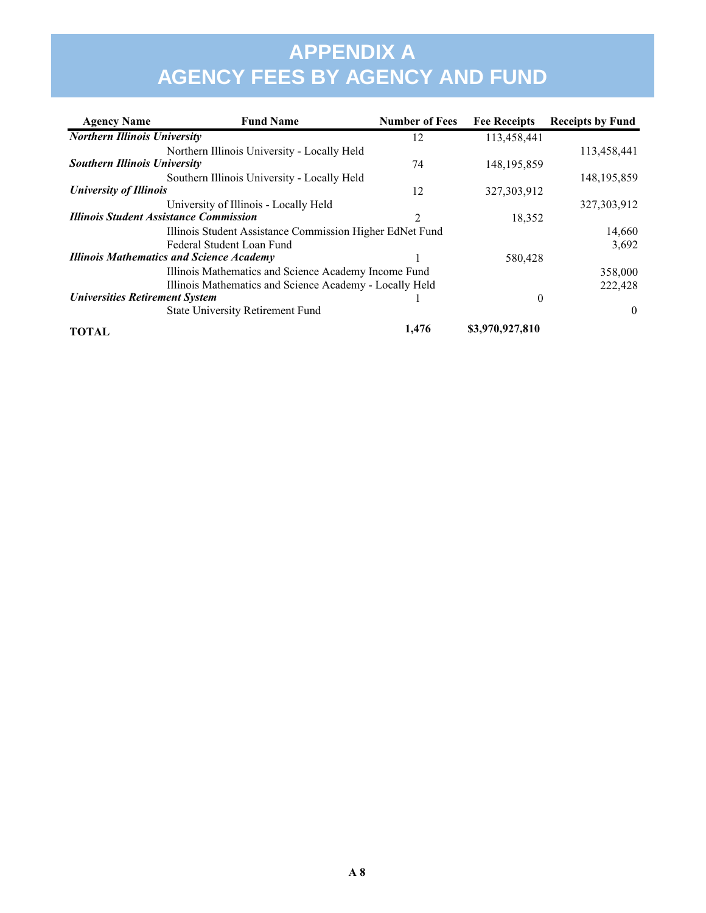# APPENDIX A
# AGENCY FEES BY AGENCY AND FUND

| Agency Name | Fund Name | Number of Fees | Fee Receipts | Receipts by Fund |
|---|---|---|---|---|
| ***Northern Illinois University*** | | 12 | 113,458,441 | |
| | Northern Illinois University - Locally Held | | | 113,458,441 |
| ***Southern Illinois University*** | | 74 | 148,195,859 | |
| | Southern Illinois University - Locally Held | | | 148,195,859 |
| ***University of Illinois*** | | 12 | 327,303,912 | |
| | University of Illinois - Locally Held | | | 327,303,912 |
| ***Illinois Student Assistance Commission*** | | 2 | 18,352 | |
| | Illinois Student Assistance Commission Higher EdNet Fund | | | 14,660 |
| | Federal Student Loan Fund | | | 3,692 |
| ***Illinois Mathematics and Science Academy*** | | 1 | 580,428 | |
| | Illinois Mathematics and Science Academy Income Fund | | | 358,000 |
| | Illinois Mathematics and Science Academy - Locally Held | | | 222,428 |
| ***Universities Retirement System*** | | 1 | 0 | |
| | State University Retirement Fund | | | 0 |
| **TOTAL** | | **1,476** | **$3,970,927,810** | |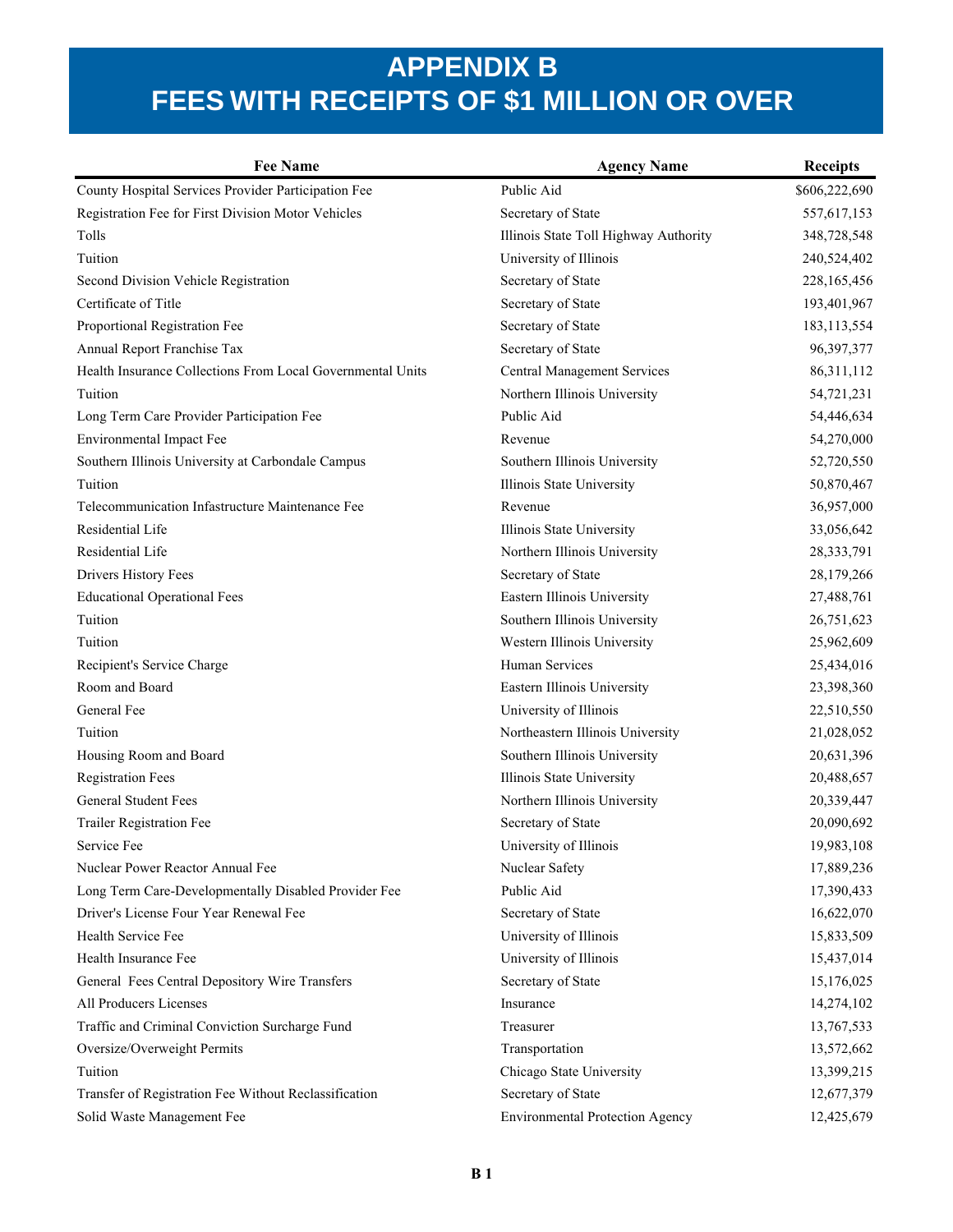# APPENDIX B
# FEES WITH RECEIPTS OF $1 MILLION OR OVER

| Fee Name | Agency Name | Receipts |
|---|---|---|
| County Hospital Services Provider Participation Fee | Public Aid | $606,222,690 |
| Registration Fee for First Division Motor Vehicles | Secretary of State | 557,617,153 |
| Tolls | Illinois State Toll Highway Authority | 348,728,548 |
| Tuition | University of Illinois | 240,524,402 |
| Second Division Vehicle Registration | Secretary of State | 228,165,456 |
| Certificate of Title | Secretary of State | 193,401,967 |
| Proportional Registration Fee | Secretary of State | 183,113,554 |
| Annual Report Franchise Tax | Secretary of State | 96,397,377 |
| Health Insurance Collections From Local Governmental Units | Central Management Services | 86,311,112 |
| Tuition | Northern Illinois University | 54,721,231 |
| Long Term Care Provider Participation Fee | Public Aid | 54,446,634 |
| Environmental Impact Fee | Revenue | 54,270,000 |
| Southern Illinois University at Carbondale Campus | Southern Illinois University | 52,720,550 |
| Tuition | Illinois State University | 50,870,467 |
| Telecommunication Infastructure Maintenance Fee | Revenue | 36,957,000 |
| Residential Life | Illinois State University | 33,056,642 |
| Residential Life | Northern Illinois University | 28,333,791 |
| Drivers History Fees | Secretary of State | 28,179,266 |
| Educational Operational Fees | Eastern Illinois University | 27,488,761 |
| Tuition | Southern Illinois University | 26,751,623 |
| Tuition | Western Illinois University | 25,962,609 |
| Recipient's Service Charge | Human Services | 25,434,016 |
| Room and Board | Eastern Illinois University | 23,398,360 |
| General Fee | University of Illinois | 22,510,550 |
| Tuition | Northeastern Illinois University | 21,028,052 |
| Housing Room and Board | Southern Illinois University | 20,631,396 |
| Registration Fees | Illinois State University | 20,488,657 |
| General Student Fees | Northern Illinois University | 20,339,447 |
| Trailer Registration Fee | Secretary of State | 20,090,692 |
| Service Fee | University of Illinois | 19,983,108 |
| Nuclear Power Reactor Annual Fee | Nuclear Safety | 17,889,236 |
| Long Term Care-Developmentally Disabled Provider Fee | Public Aid | 17,390,433 |
| Driver's License Four Year Renewal Fee | Secretary of State | 16,622,070 |
| Health Service Fee | University of Illinois | 15,833,509 |
| Health Insurance Fee | University of Illinois | 15,437,014 |
| General Fees Central Depository Wire Transfers | Secretary of State | 15,176,025 |
| All Producers Licenses | Insurance | 14,274,102 |
| Traffic and Criminal Conviction Surcharge Fund | Treasurer | 13,767,533 |
| Oversize/Overweight Permits | Transportation | 13,572,662 |
| Tuition | Chicago State University | 13,399,215 |
| Transfer of Registration Fee Without Reclassification | Secretary of State | 12,677,379 |
| Solid Waste Management Fee | Environmental Protection Agency | 12,425,679 |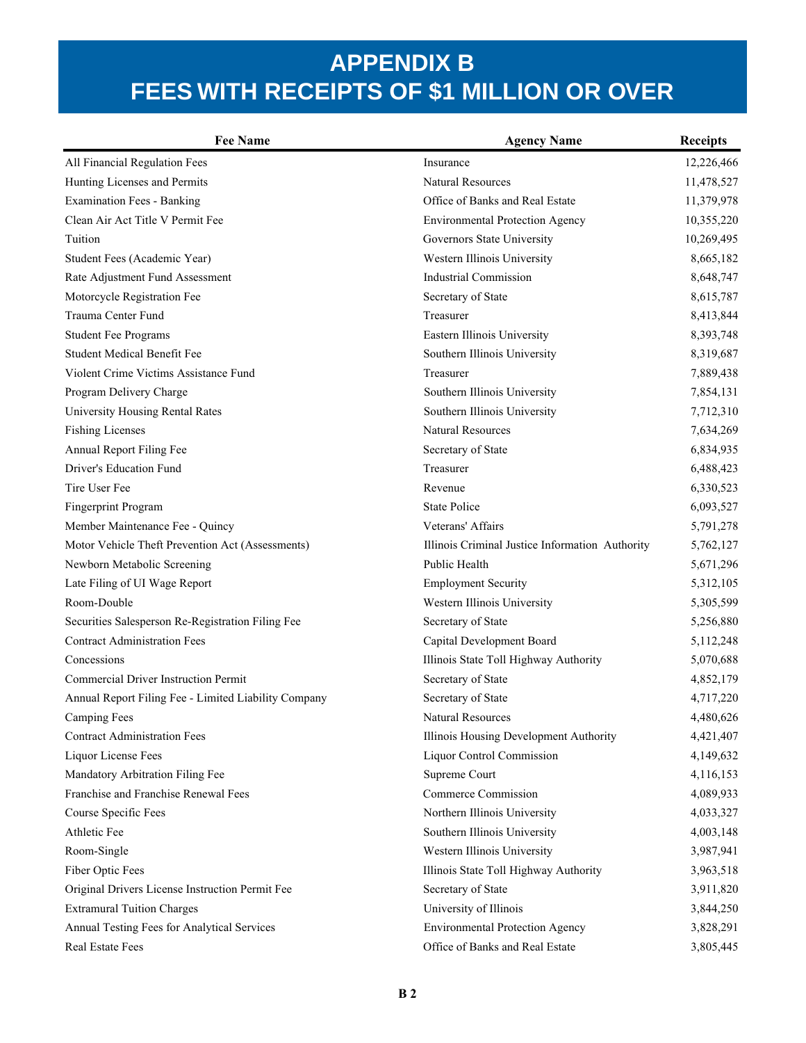# APPENDIX B
# FEES WITH RECEIPTS OF $1 MILLION OR OVER

| Fee Name | Agency Name | Receipts |
|---|---|---|
| All Financial Regulation Fees | Insurance | 12,226,466 |
| Hunting Licenses and Permits | Natural Resources | 11,478,527 |
| Examination Fees - Banking | Office of Banks and Real Estate | 11,379,978 |
| Clean Air Act Title V Permit Fee | Environmental Protection Agency | 10,355,220 |
| Tuition | Governors State University | 10,269,495 |
| Student Fees (Academic Year) | Western Illinois University | 8,665,182 |
| Rate Adjustment Fund Assessment | Industrial Commission | 8,648,747 |
| Motorcycle Registration Fee | Secretary of State | 8,615,787 |
| Trauma Center Fund | Treasurer | 8,413,844 |
| Student Fee Programs | Eastern Illinois University | 8,393,748 |
| Student Medical Benefit Fee | Southern Illinois University | 8,319,687 |
| Violent Crime Victims Assistance Fund | Treasurer | 7,889,438 |
| Program Delivery Charge | Southern Illinois University | 7,854,131 |
| University Housing Rental Rates | Southern Illinois University | 7,712,310 |
| Fishing Licenses | Natural Resources | 7,634,269 |
| Annual Report Filing Fee | Secretary of State | 6,834,935 |
| Driver's Education Fund | Treasurer | 6,488,423 |
| Tire User Fee | Revenue | 6,330,523 |
| Fingerprint Program | State Police | 6,093,527 |
| Member Maintenance Fee - Quincy | Veterans' Affairs | 5,791,278 |
| Motor Vehicle Theft Prevention Act (Assessments) | Illinois Criminal Justice Information Authority | 5,762,127 |
| Newborn Metabolic Screening | Public Health | 5,671,296 |
| Late Filing of UI Wage Report | Employment Security | 5,312,105 |
| Room-Double | Western Illinois University | 5,305,599 |
| Securities Salesperson Re-Registration Filing Fee | Secretary of State | 5,256,880 |
| Contract Administration Fees | Capital Development Board | 5,112,248 |
| Concessions | Illinois State Toll Highway Authority | 5,070,688 |
| Commercial Driver Instruction Permit | Secretary of State | 4,852,179 |
| Annual Report Filing Fee - Limited Liability Company | Secretary of State | 4,717,220 |
| Camping Fees | Natural Resources | 4,480,626 |
| Contract Administration Fees | Illinois Housing Development Authority | 4,421,407 |
| Liquor License Fees | Liquor Control Commission | 4,149,632 |
| Mandatory Arbitration Filing Fee | Supreme Court | 4,116,153 |
| Franchise and Franchise Renewal Fees | Commerce Commission | 4,089,933 |
| Course Specific Fees | Northern Illinois University | 4,033,327 |
| Athletic Fee | Southern Illinois University | 4,003,148 |
| Room-Single | Western Illinois University | 3,987,941 |
| Fiber Optic Fees | Illinois State Toll Highway Authority | 3,963,518 |
| Original Drivers License Instruction Permit Fee | Secretary of State | 3,911,820 |
| Extramural Tuition Charges | University of Illinois | 3,844,250 |
| Annual Testing Fees for Analytical Services | Environmental Protection Agency | 3,828,291 |
| Real Estate Fees | Office of Banks and Real Estate | 3,805,445 |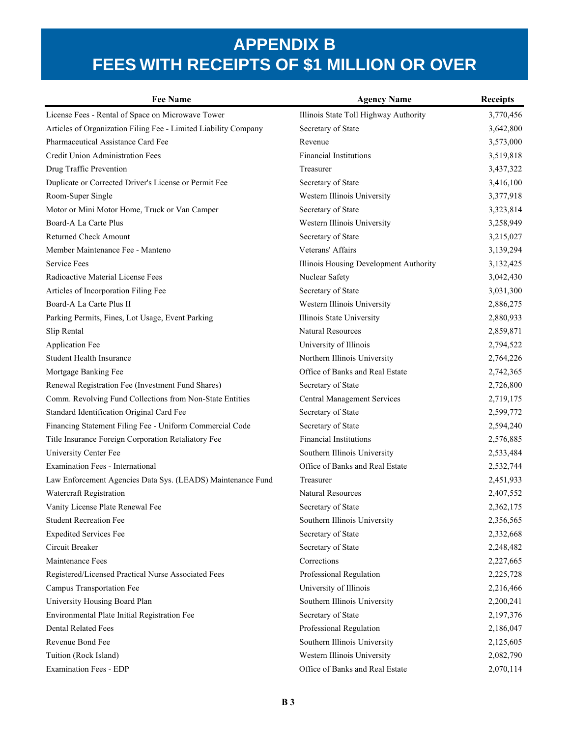# APPENDIX B
# FEES WITH RECEIPTS OF $1 MILLION OR OVER

| Fee Name | Agency Name | Receipts |
|---|---|---|
| License Fees - Rental of Space on Microwave Tower | Illinois State Toll Highway Authority | 3,770,456 |
| Articles of Organization Filing Fee - Limited Liability Company | Secretary of State | 3,642,800 |
| Pharmaceutical Assistance Card Fee | Revenue | 3,573,000 |
| Credit Union Administration Fees | Financial Institutions | 3,519,818 |
| Drug Traffic Prevention | Treasurer | 3,437,322 |
| Duplicate or Corrected Driver's License or Permit Fee | Secretary of State | 3,416,100 |
| Room-Super Single | Western Illinois University | 3,377,918 |
| Motor or Mini Motor Home, Truck or Van Camper | Secretary of State | 3,323,814 |
| Board-A La Carte Plus | Western Illinois University | 3,258,949 |
| Returned Check Amount | Secretary of State | 3,215,027 |
| Member Maintenance Fee - Manteno | Veterans' Affairs | 3,139,294 |
| Service Fees | Illinois Housing Development Authority | 3,132,425 |
| Radioactive Material License Fees | Nuclear Safety | 3,042,430 |
| Articles of Incorporation Filing Fee | Secretary of State | 3,031,300 |
| Board-A La Carte Plus II | Western Illinois University | 2,886,275 |
| Parking Permits, Fines, Lot Usage, Event Parking | Illinois State University | 2,880,933 |
| Slip Rental | Natural Resources | 2,859,871 |
| Application Fee | University of Illinois | 2,794,522 |
| Student Health Insurance | Northern Illinois University | 2,764,226 |
| Mortgage Banking Fee | Office of Banks and Real Estate | 2,742,365 |
| Renewal Registration Fee (Investment Fund Shares) | Secretary of State | 2,726,800 |
| Comm. Revolving Fund Collections from Non-State Entities | Central Management Services | 2,719,175 |
| Standard Identification Original Card Fee | Secretary of State | 2,599,772 |
| Financing Statement Filing Fee - Uniform Commercial Code | Secretary of State | 2,594,240 |
| Title Insurance Foreign Corporation Retaliatory Fee | Financial Institutions | 2,576,885 |
| University Center Fee | Southern Illinois University | 2,533,484 |
| Examination Fees - International | Office of Banks and Real Estate | 2,532,744 |
| Law Enforcement Agencies Data Sys. (LEADS) Maintenance Fund | Treasurer | 2,451,933 |
| Watercraft Registration | Natural Resources | 2,407,552 |
| Vanity License Plate Renewal Fee | Secretary of State | 2,362,175 |
| Student Recreation Fee | Southern Illinois University | 2,356,565 |
| Expedited Services Fee | Secretary of State | 2,332,668 |
| Circuit Breaker | Secretary of State | 2,248,482 |
| Maintenance Fees | Corrections | 2,227,665 |
| Registered/Licensed Practical Nurse Associated Fees | Professional Regulation | 2,225,728 |
| Campus Transportation Fee | University of Illinois | 2,216,466 |
| University Housing Board Plan | Southern Illinois University | 2,200,241 |
| Environmental Plate Initial Registration Fee | Secretary of State | 2,197,376 |
| Dental Related Fees | Professional Regulation | 2,186,047 |
| Revenue Bond Fee | Southern Illinois University | 2,125,605 |
| Tuition (Rock Island) | Western Illinois University | 2,082,790 |
| Examination Fees - EDP | Office of Banks and Real Estate | 2,070,114 |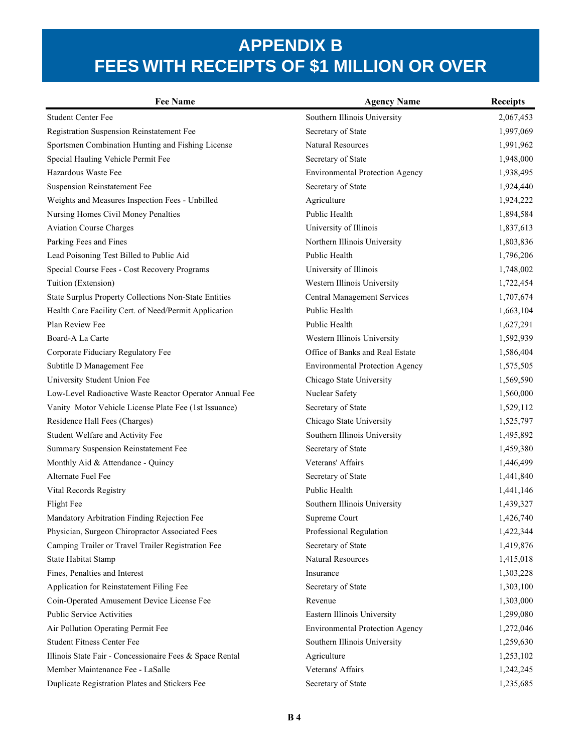# APPENDIX B
# FEES WITH RECEIPTS OF $1 MILLION OR OVER

| Fee Name | Agency Name | Receipts |
|---|---|---|
| Student Center Fee | Southern Illinois University | 2,067,453 |
| Registration Suspension Reinstatement Fee | Secretary of State | 1,997,069 |
| Sportsmen Combination Hunting and Fishing License | Natural Resources | 1,991,962 |
| Special Hauling Vehicle Permit Fee | Secretary of State | 1,948,000 |
| Hazardous Waste Fee | Environmental Protection Agency | 1,938,495 |
| Suspension Reinstatement Fee | Secretary of State | 1,924,440 |
| Weights and Measures Inspection Fees - Unbilled | Agriculture | 1,924,222 |
| Nursing Homes Civil Money Penalties | Public Health | 1,894,584 |
| Aviation Course Charges | University of Illinois | 1,837,613 |
| Parking Fees and Fines | Northern Illinois University | 1,803,836 |
| Lead Poisoning Test Billed to Public Aid | Public Health | 1,796,206 |
| Special Course Fees - Cost Recovery Programs | University of Illinois | 1,748,002 |
| Tuition (Extension) | Western Illinois University | 1,722,454 |
| State Surplus Property Collections Non-State Entities | Central Management Services | 1,707,674 |
| Health Care Facility Cert. of Need/Permit Application | Public Health | 1,663,104 |
| Plan Review Fee | Public Health | 1,627,291 |
| Board-A La Carte | Western Illinois University | 1,592,939 |
| Corporate Fiduciary Regulatory Fee | Office of Banks and Real Estate | 1,586,404 |
| Subtitle D Management Fee | Environmental Protection Agency | 1,575,505 |
| University Student Union Fee | Chicago State University | 1,569,590 |
| Low-Level Radioactive Waste Reactor Operator Annual Fee | Nuclear Safety | 1,560,000 |
| Vanity Motor Vehicle License Plate Fee (1st Issuance) | Secretary of State | 1,529,112 |
| Residence Hall Fees (Charges) | Chicago State University | 1,525,797 |
| Student Welfare and Activity Fee | Southern Illinois University | 1,495,892 |
| Summary Suspension Reinstatement Fee | Secretary of State | 1,459,380 |
| Monthly Aid & Attendance - Quincy | Veterans' Affairs | 1,446,499 |
| Alternate Fuel Fee | Secretary of State | 1,441,840 |
| Vital Records Registry | Public Health | 1,441,146 |
| Flight Fee | Southern Illinois University | 1,439,327 |
| Mandatory Arbitration Finding Rejection Fee | Supreme Court | 1,426,740 |
| Physician, Surgeon Chiropractor Associated Fees | Professional Regulation | 1,422,344 |
| Camping Trailer or Travel Trailer Registration Fee | Secretary of State | 1,419,876 |
| State Habitat Stamp | Natural Resources | 1,415,018 |
| Fines, Penalties and Interest | Insurance | 1,303,228 |
| Application for Reinstatement Filing Fee | Secretary of State | 1,303,100 |
| Coin-Operated Amusement Device License Fee | Revenue | 1,303,000 |
| Public Service Activities | Eastern Illinois University | 1,299,080 |
| Air Pollution Operating Permit Fee | Environmental Protection Agency | 1,272,046 |
| Student Fitness Center Fee | Southern Illinois University | 1,259,630 |
| Illinois State Fair - Concessionaire Fees & Space Rental | Agriculture | 1,253,102 |
| Member Maintenance Fee - LaSalle | Veterans' Affairs | 1,242,245 |
| Duplicate Registration Plates and Stickers Fee | Secretary of State | 1,235,685 |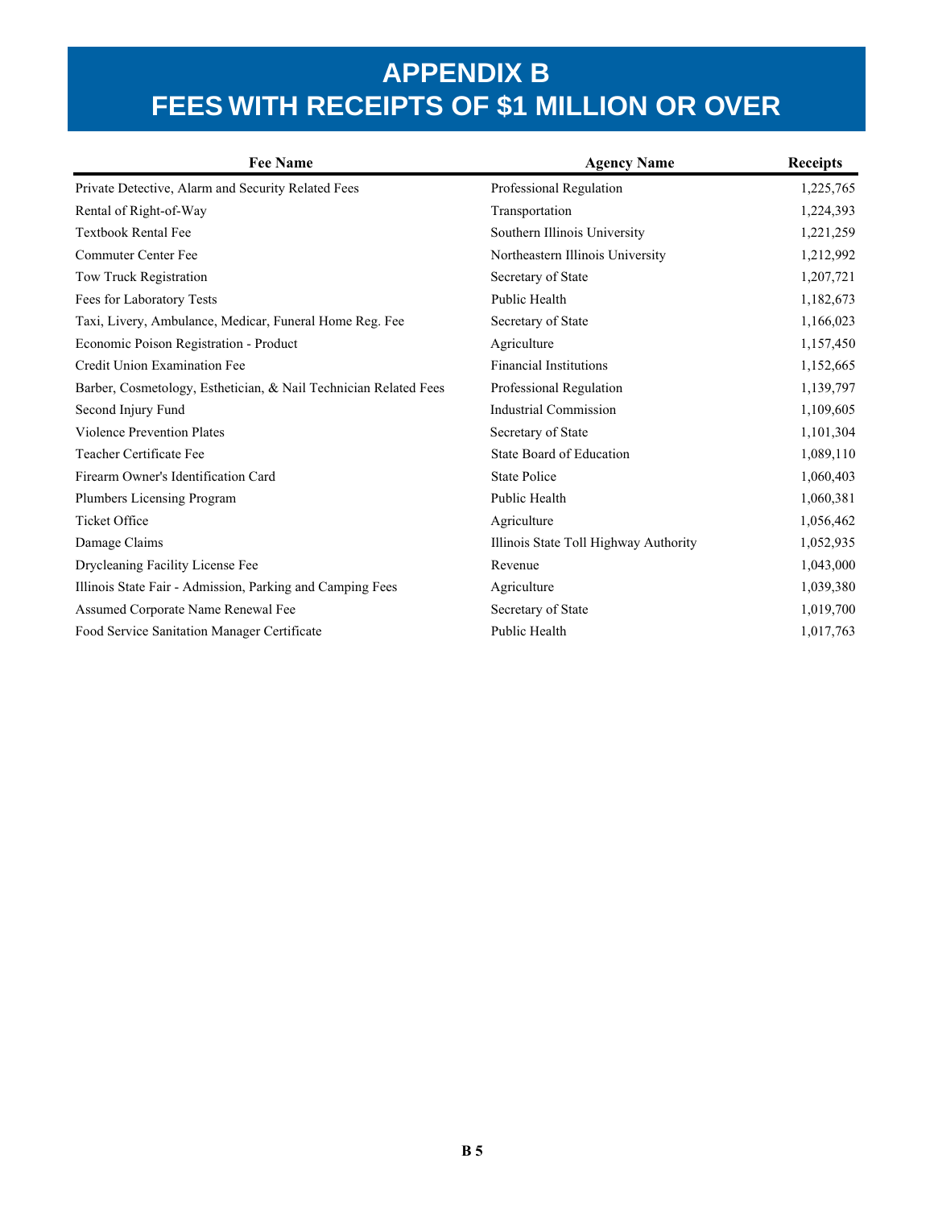# APPENDIX B
# FEES WITH RECEIPTS OF $1 MILLION OR OVER

| Fee Name | Agency Name | Receipts |
|---|---|---|
| Private Detective, Alarm and Security Related Fees | Professional Regulation | 1,225,765 |
| Rental of Right-of-Way | Transportation | 1,224,393 |
| Textbook Rental Fee | Southern Illinois University | 1,221,259 |
| Commuter Center Fee | Northeastern Illinois University | 1,212,992 |
| Tow Truck Registration | Secretary of State | 1,207,721 |
| Fees for Laboratory Tests | Public Health | 1,182,673 |
| Taxi, Livery, Ambulance, Medicar, Funeral Home Reg. Fee | Secretary of State | 1,166,023 |
| Economic Poison Registration - Product | Agriculture | 1,157,450 |
| Credit Union Examination Fee | Financial Institutions | 1,152,665 |
| Barber, Cosmetology, Esthetician, & Nail Technician Related Fees | Professional Regulation | 1,139,797 |
| Second Injury Fund | Industrial Commission | 1,109,605 |
| Violence Prevention Plates | Secretary of State | 1,101,304 |
| Teacher Certificate Fee | State Board of Education | 1,089,110 |
| Firearm Owner's Identification Card | State Police | 1,060,403 |
| Plumbers Licensing Program | Public Health | 1,060,381 |
| Ticket Office | Agriculture | 1,056,462 |
| Damage Claims | Illinois State Toll Highway Authority | 1,052,935 |
| Drycleaning Facility License Fee | Revenue | 1,043,000 |
| Illinois State Fair - Admission, Parking and Camping Fees | Agriculture | 1,039,380 |
| Assumed Corporate Name Renewal Fee | Secretary of State | 1,019,700 |
| Food Service Sanitation Manager Certificate | Public Health | 1,017,763 |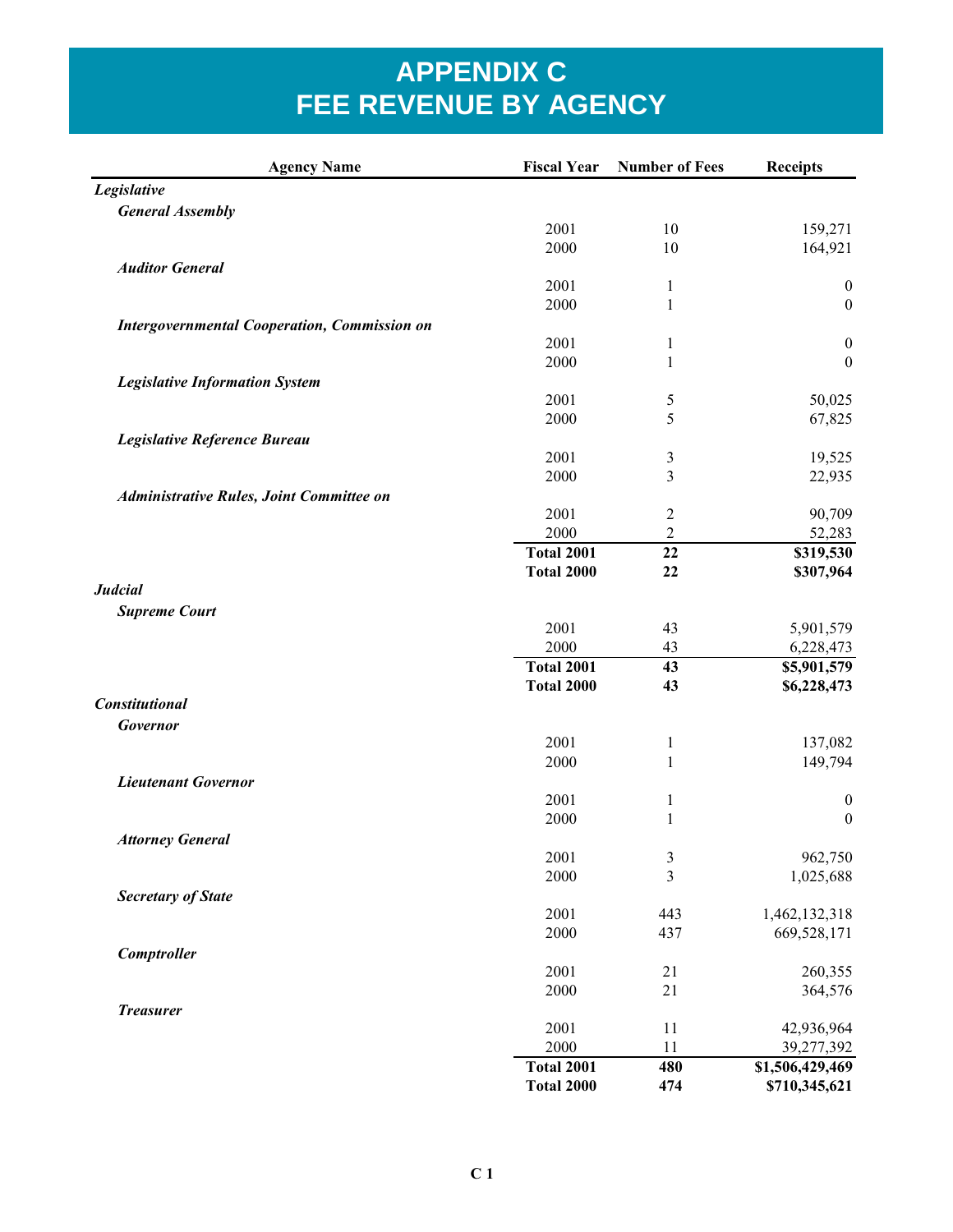# APPENDIX C
# FEE REVENUE BY AGENCY

| Agency Name | Fiscal Year | Number of Fees | Receipts |
|---|---|---|---|
| ***Legislative*** | | | |
| ***General Assembly*** | | | |
| | 2001 | 10 | 159,271 |
| | 2000 | 10 | 164,921 |
| ***Auditor General*** | | | |
| | 2001 | 1 | 0 |
| | 2000 | 1 | 0 |
| ***Intergovernmental Cooperation, Commission on*** | | | |
| | 2001 | 1 | 0 |
| | 2000 | 1 | 0 |
| ***Legislative Information System*** | | | |
| | 2001 | 5 | 50,025 |
| | 2000 | 5 | 67,825 |
| ***Legislative Reference Bureau*** | | | |
| | 2001 | 3 | 19,525 |
| | 2000 | 3 | 22,935 |
| ***Administrative Rules, Joint Committee on*** | | | |
| | 2001 | 2 | 90,709 |
| | 2000 | 2 | 52,283 |
| | **Total 2001** | **22** | **$319,530** |
| | **Total 2000** | **22** | **$307,964** |
| ***Judcial*** | | | |
| ***Supreme Court*** | | | |
| | 2001 | 43 | 5,901,579 |
| | 2000 | 43 | 6,228,473 |
| | **Total 2001** | **43** | **$5,901,579** |
| | **Total 2000** | **43** | **$6,228,473** |
| ***Constitutional*** | | | |
| ***Governor*** | | | |
| | 2001 | 1 | 137,082 |
| | 2000 | 1 | 149,794 |
| ***Lieutenant Governor*** | | | |
| | 2001 | 1 | 0 |
| | 2000 | 1 | 0 |
| ***Attorney General*** | | | |
| | 2001 | 3 | 962,750 |
| | 2000 | 3 | 1,025,688 |
| ***Secretary of State*** | | | |
| | 2001 | 443 | 1,462,132,318 |
| | 2000 | 437 | 669,528,171 |
| ***Comptroller*** | | | |
| | 2001 | 21 | 260,355 |
| | 2000 | 21 | 364,576 |
| ***Treasurer*** | | | |
| | 2001 | 11 | 42,936,964 |
| | 2000 | 11 | 39,277,392 |
| | **Total 2001** | **480** | **$1,506,429,469** |
| | **Total 2000** | **474** | **$710,345,621** |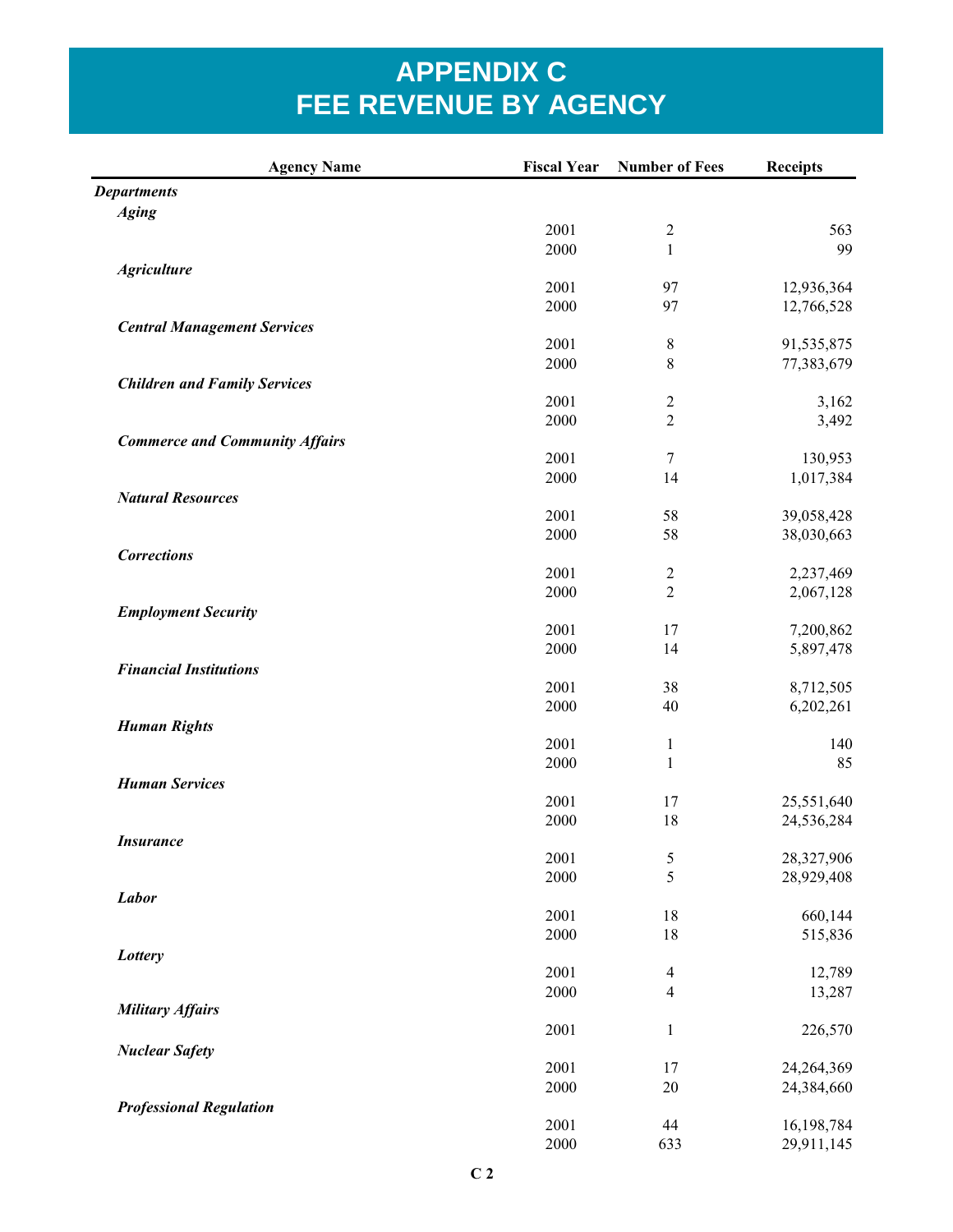# APPENDIX C
# FEE REVENUE BY AGENCY

| Agency Name | Fiscal Year | Number of Fees | Receipts |
|---|---|---|---|
| ***Departments*** | | | |
| ***Aging*** | | | |
| | 2001 | 2 | 563 |
| | 2000 | 1 | 99 |
| ***Agriculture*** | | | |
| | 2001 | 97 | 12,936,364 |
| | 2000 | 97 | 12,766,528 |
| ***Central Management Services*** | | | |
| | 2001 | 8 | 91,535,875 |
| | 2000 | 8 | 77,383,679 |
| ***Children and Family Services*** | | | |
| | 2001 | 2 | 3,162 |
| | 2000 | 2 | 3,492 |
| ***Commerce and Community Affairs*** | | | |
| | 2001 | 7 | 130,953 |
| | 2000 | 14 | 1,017,384 |
| ***Natural Resources*** | | | |
| | 2001 | 58 | 39,058,428 |
| | 2000 | 58 | 38,030,663 |
| ***Corrections*** | | | |
| | 2001 | 2 | 2,237,469 |
| | 2000 | 2 | 2,067,128 |
| ***Employment Security*** | | | |
| | 2001 | 17 | 7,200,862 |
| | 2000 | 14 | 5,897,478 |
| ***Financial Institutions*** | | | |
| | 2001 | 38 | 8,712,505 |
| | 2000 | 40 | 6,202,261 |
| ***Human Rights*** | | | |
| | 2001 | 1 | 140 |
| | 2000 | 1 | 85 |
| ***Human Services*** | | | |
| | 2001 | 17 | 25,551,640 |
| | 2000 | 18 | 24,536,284 |
| ***Insurance*** | | | |
| | 2001 | 5 | 28,327,906 |
| | 2000 | 5 | 28,929,408 |
| ***Labor*** | | | |
| | 2001 | 18 | 660,144 |
| | 2000 | 18 | 515,836 |
| ***Lottery*** | | | |
| | 2001 | 4 | 12,789 |
| | 2000 | 4 | 13,287 |
| ***Military Affairs*** | | | |
| | 2001 | 1 | 226,570 |
| ***Nuclear Safety*** | | | |
| | 2001 | 17 | 24,264,369 |
| | 2000 | 20 | 24,384,660 |
| ***Professional Regulation*** | | | |
| | 2001 | 44 | 16,198,784 |
| | 2000 | 633 | 29,911,145 |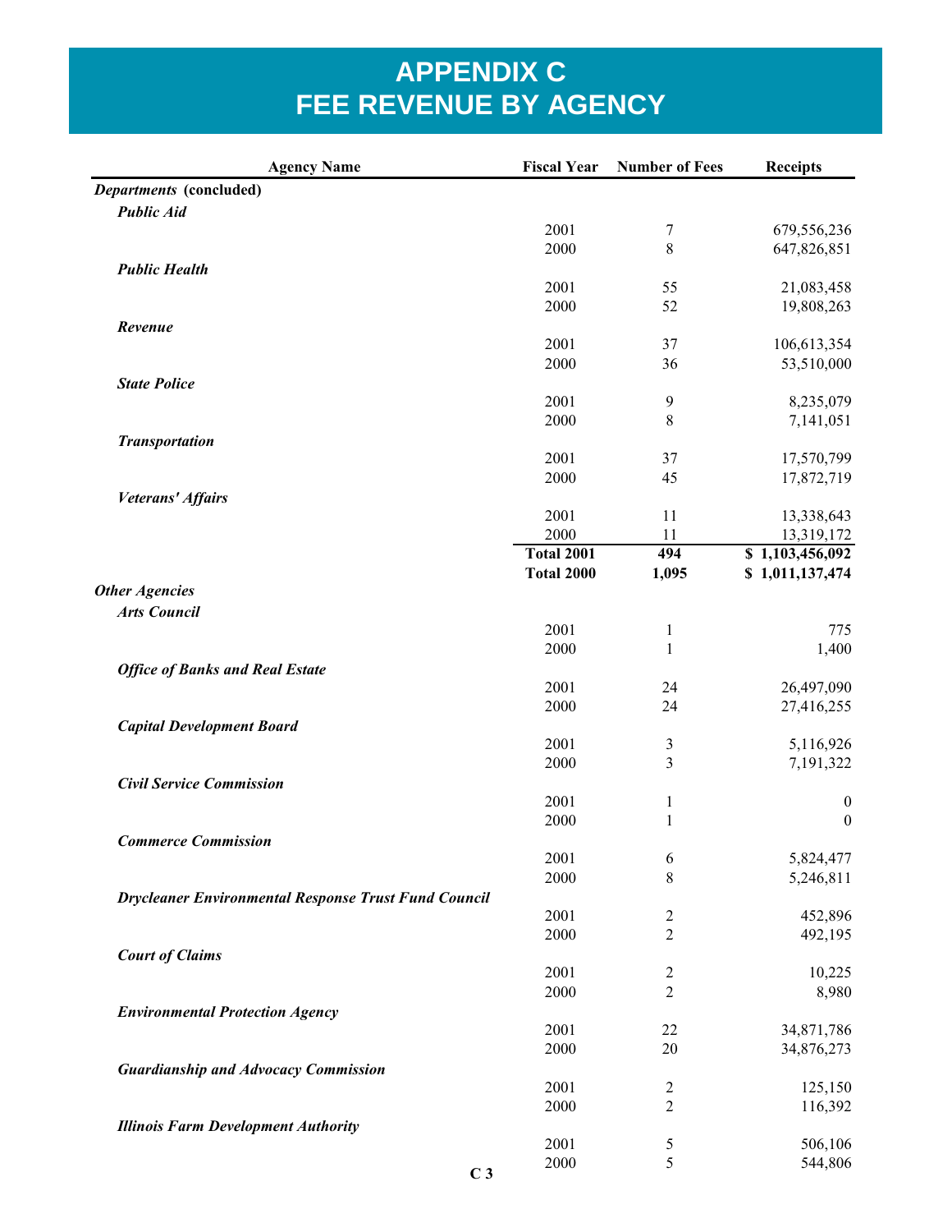# APPENDIX C
# FEE REVENUE BY AGENCY

| Agency Name | Fiscal Year | Number of Fees | Receipts |
|---|---|---|---|
| ***Departments* (concluded)** | | | |
| ***Public Aid*** | | | |
| | 2001 | 7 | 679,556,236 |
| | 2000 | 8 | 647,826,851 |
| ***Public Health*** | | | |
| | 2001 | 55 | 21,083,458 |
| | 2000 | 52 | 19,808,263 |
| ***Revenue*** | | | |
| | 2001 | 37 | 106,613,354 |
| | 2000 | 36 | 53,510,000 |
| ***State Police*** | | | |
| | 2001 | 9 | 8,235,079 |
| | 2000 | 8 | 7,141,051 |
| ***Transportation*** | | | |
| | 2001 | 37 | 17,570,799 |
| | 2000 | 45 | 17,872,719 |
| ***Veterans' Affairs*** | | | |
| | 2001 | 11 | 13,338,643 |
| | 2000 | 11 | 13,319,172 |
| | **Total 2001** | **494** | **$ 1,103,456,092** |
| | **Total 2000** | **1,095** | **$ 1,011,137,474** |
| ***Other Agencies*** | | | |
| ***Arts Council*** | | | |
| | 2001 | 1 | 775 |
| | 2000 | 1 | 1,400 |
| ***Office of Banks and Real Estate*** | | | |
| | 2001 | 24 | 26,497,090 |
| | 2000 | 24 | 27,416,255 |
| ***Capital Development Board*** | | | |
| | 2001 | 3 | 5,116,926 |
| | 2000 | 3 | 7,191,322 |
| ***Civil Service Commission*** | | | |
| | 2001 | 1 | 0 |
| | 2000 | 1 | 0 |
| ***Commerce Commission*** | | | |
| | 2001 | 6 | 5,824,477 |
| | 2000 | 8 | 5,246,811 |
| ***Drycleaner Environmental Response Trust Fund Council*** | | | |
| | 2001 | 2 | 452,896 |
| | 2000 | 2 | 492,195 |
| ***Court of Claims*** | | | |
| | 2001 | 2 | 10,225 |
| | 2000 | 2 | 8,980 |
| ***Environmental Protection Agency*** | | | |
| | 2001 | 22 | 34,871,786 |
| | 2000 | 20 | 34,876,273 |
| ***Guardianship and Advocacy Commission*** | | | |
| | 2001 | 2 | 125,150 |
| | 2000 | 2 | 116,392 |
| ***Illinois Farm Development Authority*** | | | |
| | 2001 | 5 | 506,106 |
| | 2000 | 5 | 544,806 |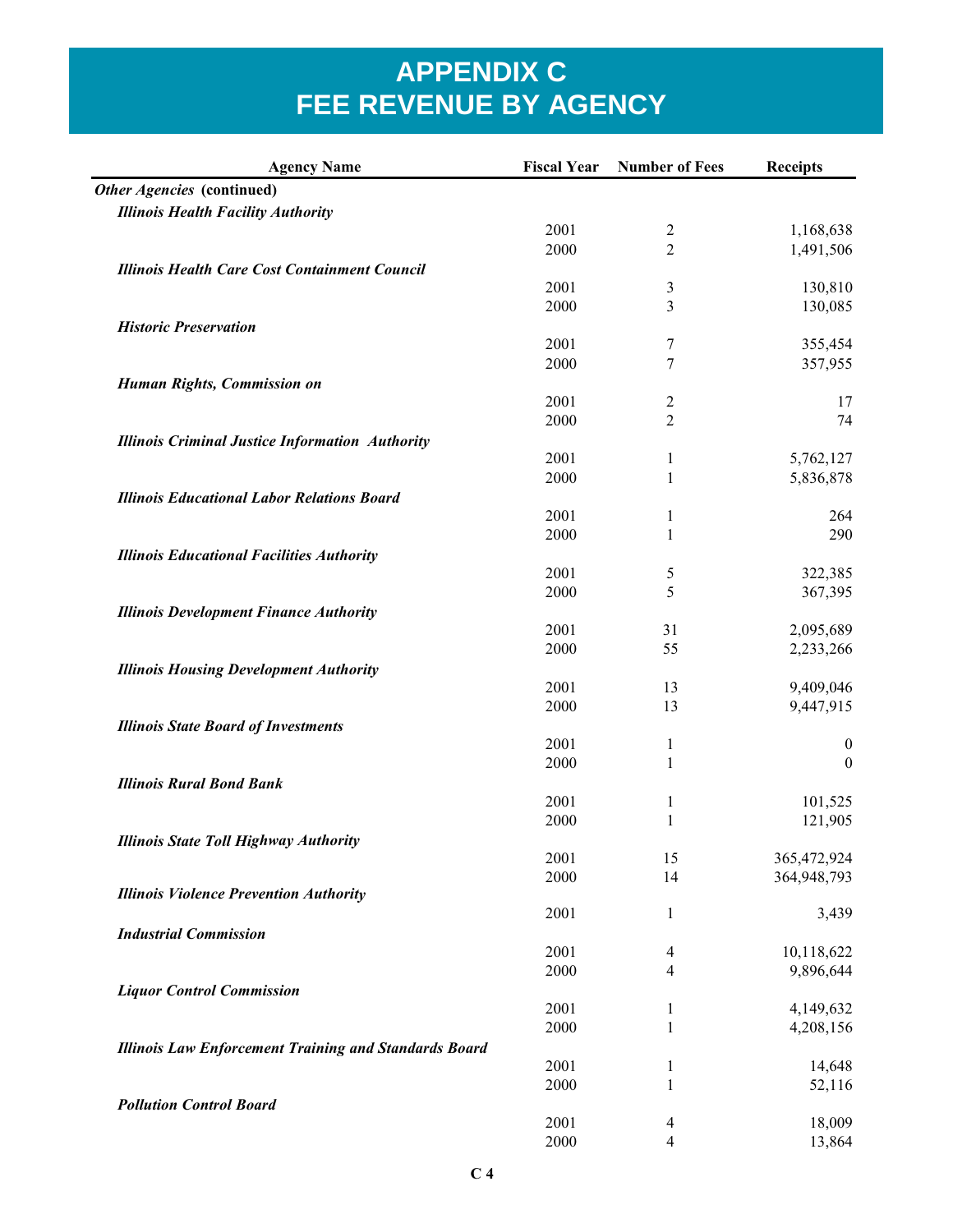# APPENDIX C
# FEE REVENUE BY AGENCY

| Agency Name | Fiscal Year | Number of Fees | Receipts |
|---|---|---|---|
| ***Other Agencies* (continued)** | | | |
| ***Illinois Health Facility Authority*** | | | |
| | 2001 | 2 | 1,168,638 |
| | 2000 | 2 | 1,491,506 |
| ***Illinois Health Care Cost Containment Council*** | | | |
| | 2001 | 3 | 130,810 |
| | 2000 | 3 | 130,085 |
| ***Historic Preservation*** | | | |
| | 2001 | 7 | 355,454 |
| | 2000 | 7 | 357,955 |
| ***Human Rights, Commission on*** | | | |
| | 2001 | 2 | 17 |
| | 2000 | 2 | 74 |
| ***Illinois Criminal Justice Information Authority*** | | | |
| | 2001 | 1 | 5,762,127 |
| | 2000 | 1 | 5,836,878 |
| ***Illinois Educational Labor Relations Board*** | | | |
| | 2001 | 1 | 264 |
| | 2000 | 1 | 290 |
| ***Illinois Educational Facilities Authority*** | | | |
| | 2001 | 5 | 322,385 |
| | 2000 | 5 | 367,395 |
| ***Illinois Development Finance Authority*** | | | |
| | 2001 | 31 | 2,095,689 |
| | 2000 | 55 | 2,233,266 |
| ***Illinois Housing Development Authority*** | | | |
| | 2001 | 13 | 9,409,046 |
| | 2000 | 13 | 9,447,915 |
| ***Illinois State Board of Investments*** | | | |
| | 2001 | 1 | 0 |
| | 2000 | 1 | 0 |
| ***Illinois Rural Bond Bank*** | | | |
| | 2001 | 1 | 101,525 |
| | 2000 | 1 | 121,905 |
| ***Illinois State Toll Highway Authority*** | | | |
| | 2001 | 15 | 365,472,924 |
| | 2000 | 14 | 364,948,793 |
| ***Illinois Violence Prevention Authority*** | | | |
| | 2001 | 1 | 3,439 |
| ***Industrial Commission*** | | | |
| | 2001 | 4 | 10,118,622 |
| | 2000 | 4 | 9,896,644 |
| ***Liquor Control Commission*** | | | |
| | 2001 | 1 | 4,149,632 |
| | 2000 | 1 | 4,208,156 |
| ***Illinois Law Enforcement Training and Standards Board*** | | | |
| | 2001 | 1 | 14,648 |
| | 2000 | 1 | 52,116 |
| ***Pollution Control Board*** | | | |
| | 2001 | 4 | 18,009 |
| | 2000 | 4 | 13,864 |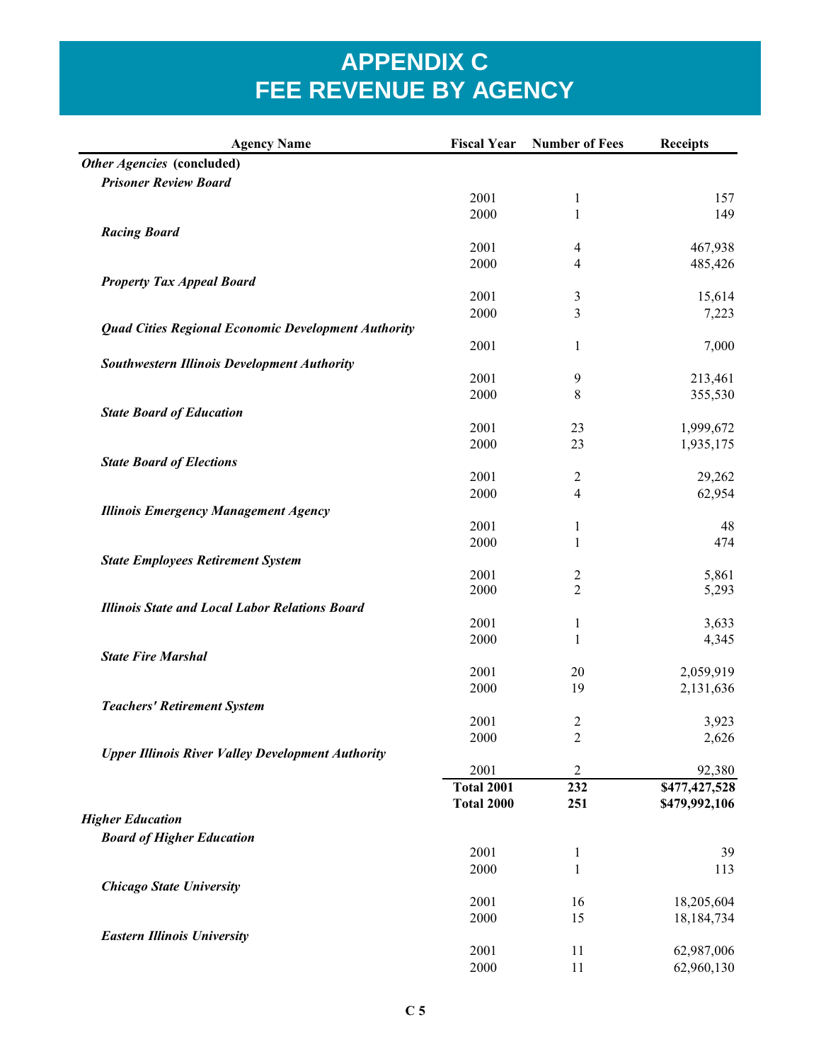# APPENDIX C
# FEE REVENUE BY AGENCY

| Agency Name | Fiscal Year | Number of Fees | Receipts |
|---|---|---|---|
| ***Other Agencies* (concluded)** | | | |
| ***Prisoner Review Board*** | | | |
| | 2001 | 1 | 157 |
| | 2000 | 1 | 149 |
| ***Racing Board*** | | | |
| | 2001 | 4 | 467,938 |
| | 2000 | 4 | 485,426 |
| ***Property Tax Appeal Board*** | | | |
| | 2001 | 3 | 15,614 |
| | 2000 | 3 | 7,223 |
| ***Quad Cities Regional Economic Development Authority*** | | | |
| | 2001 | 1 | 7,000 |
| ***Southwestern Illinois Development Authority*** | | | |
| | 2001 | 9 | 213,461 |
| | 2000 | 8 | 355,530 |
| ***State Board of Education*** | | | |
| | 2001 | 23 | 1,999,672 |
| | 2000 | 23 | 1,935,175 |
| ***State Board of Elections*** | | | |
| | 2001 | 2 | 29,262 |
| | 2000 | 4 | 62,954 |
| ***Illinois Emergency Management Agency*** | | | |
| | 2001 | 1 | 48 |
| | 2000 | 1 | 474 |
| ***State Employees Retirement System*** | | | |
| | 2001 | 2 | 5,861 |
| | 2000 | 2 | 5,293 |
| ***Illinois State and Local Labor Relations Board*** | | | |
| | 2001 | 1 | 3,633 |
| | 2000 | 1 | 4,345 |
| ***State Fire Marshal*** | | | |
| | 2001 | 20 | 2,059,919 |
| | 2000 | 19 | 2,131,636 |
| ***Teachers' Retirement System*** | | | |
| | 2001 | 2 | 3,923 |
| | 2000 | 2 | 2,626 |
| ***Upper Illinois River Valley Development Authority*** | | | |
| | 2001 | 2 | 92,380 |
| | **Total 2001** | **232** | **$477,427,528** |
| | **Total 2000** | **251** | **$479,992,106** |
| ***Higher Education*** | | | |
| ***Board of Higher Education*** | | | |
| | 2001 | 1 | 39 |
| | 2000 | 1 | 113 |
| ***Chicago State University*** | | | |
| | 2001 | 16 | 18,205,604 |
| | 2000 | 15 | 18,184,734 |
| ***Eastern Illinois University*** | | | |
| | 2001 | 11 | 62,987,006 |
| | 2000 | 11 | 62,960,130 |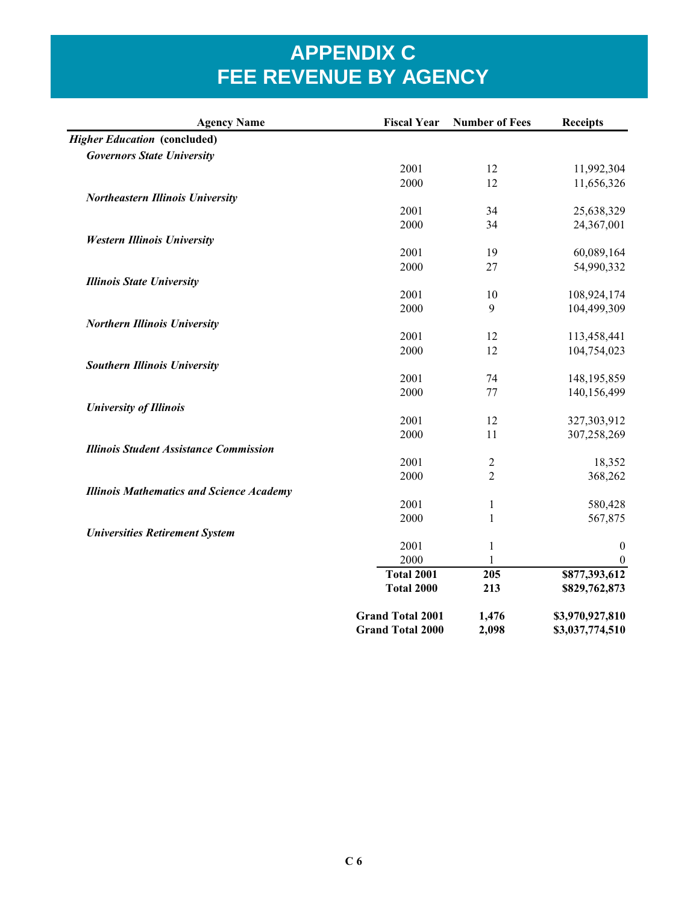# APPENDIX C
# FEE REVENUE BY AGENCY

| Agency Name | Fiscal Year | Number of Fees | Receipts |
|---|---|---|---|
| ***Higher Education* (concluded)** | | | |
| ***Governors State University*** | | | |
| | 2001 | 12 | 11,992,304 |
| | 2000 | 12 | 11,656,326 |
| ***Northeastern Illinois University*** | | | |
| | 2001 | 34 | 25,638,329 |
| | 2000 | 34 | 24,367,001 |
| ***Western Illinois University*** | | | |
| | 2001 | 19 | 60,089,164 |
| | 2000 | 27 | 54,990,332 |
| ***Illinois State University*** | | | |
| | 2001 | 10 | 108,924,174 |
| | 2000 | 9 | 104,499,309 |
| ***Northern Illinois University*** | | | |
| | 2001 | 12 | 113,458,441 |
| | 2000 | 12 | 104,754,023 |
| ***Southern Illinois University*** | | | |
| | 2001 | 74 | 148,195,859 |
| | 2000 | 77 | 140,156,499 |
| ***University of Illinois*** | | | |
| | 2001 | 12 | 327,303,912 |
| | 2000 | 11 | 307,258,269 |
| ***Illinois Student Assistance Commission*** | | | |
| | 2001 | 2 | 18,352 |
| | 2000 | 2 | 368,262 |
| ***Illinois Mathematics and Science Academy*** | | | |
| | 2001 | 1 | 580,428 |
| | 2000 | 1 | 567,875 |
| ***Universities Retirement System*** | | | |
| | 2001 | 1 | 0 |
| | 2000 | 1 | 0 |
| | **Total 2001** | **205** | **$877,393,612** |
| | **Total 2000** | **213** | **$829,762,873** |
| | **Grand Total 2001** | **1,476** | **$3,970,927,810** |
| | **Grand Total 2000** | **2,098** | **$3,037,774,510** |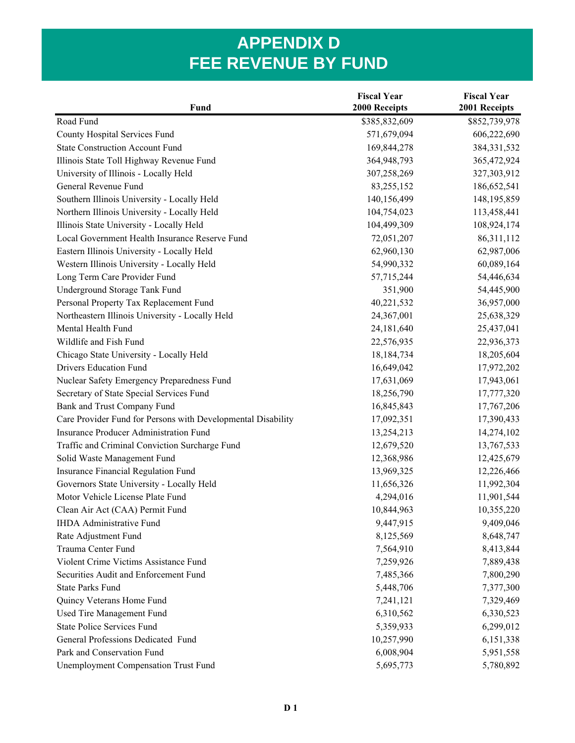# APPENDIX D
# FEE REVENUE BY FUND

| Fund | Fiscal Year 2000 Receipts | Fiscal Year 2001 Receipts |
|---|---|---|
| Road Fund | $385,832,609 | $852,739,978 |
| County Hospital Services Fund | 571,679,094 | 606,222,690 |
| State Construction Account Fund | 169,844,278 | 384,331,532 |
| Illinois State Toll Highway Revenue Fund | 364,948,793 | 365,472,924 |
| University of Illinois - Locally Held | 307,258,269 | 327,303,912 |
| General Revenue Fund | 83,255,152 | 186,652,541 |
| Southern Illinois University - Locally Held | 140,156,499 | 148,195,859 |
| Northern Illinois University - Locally Held | 104,754,023 | 113,458,441 |
| Illinois State University - Locally Held | 104,499,309 | 108,924,174 |
| Local Government Health Insurance Reserve Fund | 72,051,207 | 86,311,112 |
| Eastern Illinois University - Locally Held | 62,960,130 | 62,987,006 |
| Western Illinois University - Locally Held | 54,990,332 | 60,089,164 |
| Long Term Care Provider Fund | 57,715,244 | 54,446,634 |
| Underground Storage Tank Fund | 351,900 | 54,445,900 |
| Personal Property Tax Replacement Fund | 40,221,532 | 36,957,000 |
| Northeastern Illinois University - Locally Held | 24,367,001 | 25,638,329 |
| Mental Health Fund | 24,181,640 | 25,437,041 |
| Wildlife and Fish Fund | 22,576,935 | 22,936,373 |
| Chicago State University - Locally Held | 18,184,734 | 18,205,604 |
| Drivers Education Fund | 16,649,042 | 17,972,202 |
| Nuclear Safety Emergency Preparedness Fund | 17,631,069 | 17,943,061 |
| Secretary of State Special Services Fund | 18,256,790 | 17,777,320 |
| Bank and Trust Company Fund | 16,845,843 | 17,767,206 |
| Care Provider Fund for Persons with Developmental Disability | 17,092,351 | 17,390,433 |
| Insurance Producer Administration Fund | 13,254,213 | 14,274,102 |
| Traffic and Criminal Conviction Surcharge Fund | 12,679,520 | 13,767,533 |
| Solid Waste Management Fund | 12,368,986 | 12,425,679 |
| Insurance Financial Regulation Fund | 13,969,325 | 12,226,466 |
| Governors State University - Locally Held | 11,656,326 | 11,992,304 |
| Motor Vehicle License Plate Fund | 4,294,016 | 11,901,544 |
| Clean Air Act (CAA) Permit Fund | 10,844,963 | 10,355,220 |
| IHDA Administrative Fund | 9,447,915 | 9,409,046 |
| Rate Adjustment Fund | 8,125,569 | 8,648,747 |
| Trauma Center Fund | 7,564,910 | 8,413,844 |
| Violent Crime Victims Assistance Fund | 7,259,926 | 7,889,438 |
| Securities Audit and Enforcement Fund | 7,485,366 | 7,800,290 |
| State Parks Fund | 5,448,706 | 7,377,300 |
| Quincy Veterans Home Fund | 7,241,121 | 7,329,469 |
| Used Tire Management Fund | 6,310,562 | 6,330,523 |
| State Police Services Fund | 5,359,933 | 6,299,012 |
| General Professions Dedicated Fund | 10,257,990 | 6,151,338 |
| Park and Conservation Fund | 6,008,904 | 5,951,558 |
| Unemployment Compensation Trust Fund | 5,695,773 | 5,780,892 |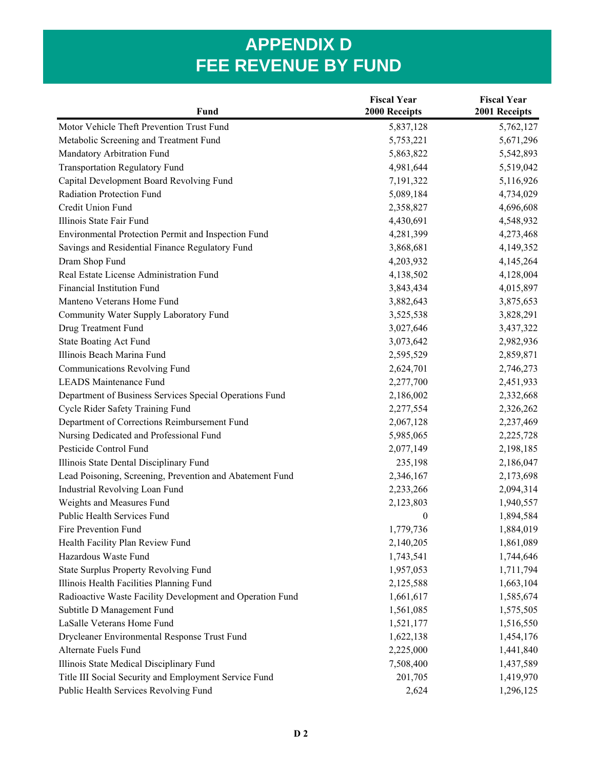# APPENDIX D
# FEE REVENUE BY FUND

| Fund | Fiscal Year 2000 Receipts | Fiscal Year 2001 Receipts |
|---|---|---|
| Motor Vehicle Theft Prevention Trust Fund | 5,837,128 | 5,762,127 |
| Metabolic Screening and Treatment Fund | 5,753,221 | 5,671,296 |
| Mandatory Arbitration Fund | 5,863,822 | 5,542,893 |
| Transportation Regulatory Fund | 4,981,644 | 5,519,042 |
| Capital Development Board Revolving Fund | 7,191,322 | 5,116,926 |
| Radiation Protection Fund | 5,089,184 | 4,734,029 |
| Credit Union Fund | 2,358,827 | 4,696,608 |
| Illinois State Fair Fund | 4,430,691 | 4,548,932 |
| Environmental Protection Permit and Inspection Fund | 4,281,399 | 4,273,468 |
| Savings and Residential Finance Regulatory Fund | 3,868,681 | 4,149,352 |
| Dram Shop Fund | 4,203,932 | 4,145,264 |
| Real Estate License Administration Fund | 4,138,502 | 4,128,004 |
| Financial Institution Fund | 3,843,434 | 4,015,897 |
| Manteno Veterans Home Fund | 3,882,643 | 3,875,653 |
| Community Water Supply Laboratory Fund | 3,525,538 | 3,828,291 |
| Drug Treatment Fund | 3,027,646 | 3,437,322 |
| State Boating Act Fund | 3,073,642 | 2,982,936 |
| Illinois Beach Marina Fund | 2,595,529 | 2,859,871 |
| Communications Revolving Fund | 2,624,701 | 2,746,273 |
| LEADS Maintenance Fund | 2,277,700 | 2,451,933 |
| Department of Business Services Special Operations Fund | 2,186,002 | 2,332,668 |
| Cycle Rider Safety Training Fund | 2,277,554 | 2,326,262 |
| Department of Corrections Reimbursement Fund | 2,067,128 | 2,237,469 |
| Nursing Dedicated and Professional Fund | 5,985,065 | 2,225,728 |
| Pesticide Control Fund | 2,077,149 | 2,198,185 |
| Illinois State Dental Disciplinary Fund | 235,198 | 2,186,047 |
| Lead Poisoning, Screening, Prevention and Abatement Fund | 2,346,167 | 2,173,698 |
| Industrial Revolving Loan Fund | 2,233,266 | 2,094,314 |
| Weights and Measures Fund | 2,123,803 | 1,940,557 |
| Public Health Services Fund | 0 | 1,894,584 |
| Fire Prevention Fund | 1,779,736 | 1,884,019 |
| Health Facility Plan Review Fund | 2,140,205 | 1,861,089 |
| Hazardous Waste Fund | 1,743,541 | 1,744,646 |
| State Surplus Property Revolving Fund | 1,957,053 | 1,711,794 |
| Illinois Health Facilities Planning Fund | 2,125,588 | 1,663,104 |
| Radioactive Waste Facility Development and Operation Fund | 1,661,617 | 1,585,674 |
| Subtitle D Management Fund | 1,561,085 | 1,575,505 |
| LaSalle Veterans Home Fund | 1,521,177 | 1,516,550 |
| Drycleaner Environmental Response Trust Fund | 1,622,138 | 1,454,176 |
| Alternate Fuels Fund | 2,225,000 | 1,441,840 |
| Illinois State Medical Disciplinary Fund | 7,508,400 | 1,437,589 |
| Title III Social Security and Employment Service Fund | 201,705 | 1,419,970 |
| Public Health Services Revolving Fund | 2,624 | 1,296,125 |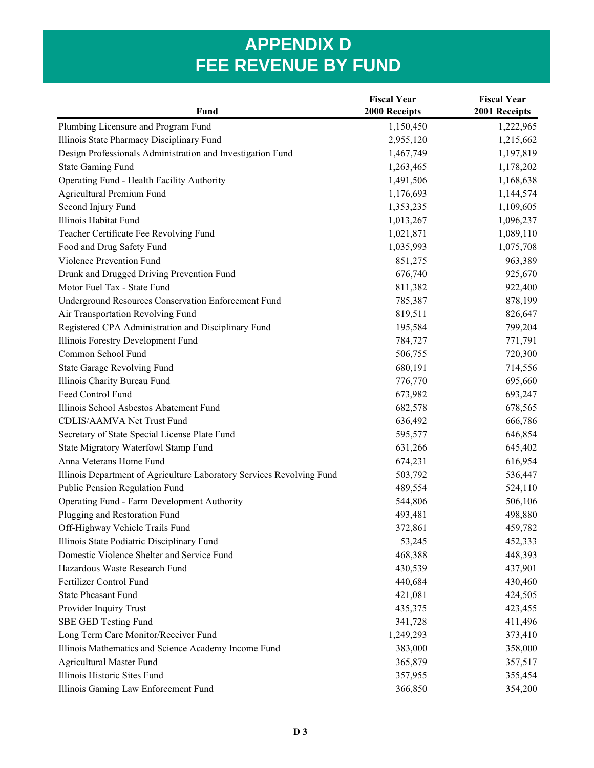# APPENDIX D
# FEE REVENUE BY FUND

| Fund | Fiscal Year 2000 Receipts | Fiscal Year 2001 Receipts |
|---|---|---|
| Plumbing Licensure and Program Fund | 1,150,450 | 1,222,965 |
| Illinois State Pharmacy Disciplinary Fund | 2,955,120 | 1,215,662 |
| Design Professionals Administration and Investigation Fund | 1,467,749 | 1,197,819 |
| State Gaming Fund | 1,263,465 | 1,178,202 |
| Operating Fund - Health Facility Authority | 1,491,506 | 1,168,638 |
| Agricultural Premium Fund | 1,176,693 | 1,144,574 |
| Second Injury Fund | 1,353,235 | 1,109,605 |
| Illinois Habitat Fund | 1,013,267 | 1,096,237 |
| Teacher Certificate Fee Revolving Fund | 1,021,871 | 1,089,110 |
| Food and Drug Safety Fund | 1,035,993 | 1,075,708 |
| Violence Prevention Fund | 851,275 | 963,389 |
| Drunk and Drugged Driving Prevention Fund | 676,740 | 925,670 |
| Motor Fuel Tax - State Fund | 811,382 | 922,400 |
| Underground Resources Conservation Enforcement Fund | 785,387 | 878,199 |
| Air Transportation Revolving Fund | 819,511 | 826,647 |
| Registered CPA Administration and Disciplinary Fund | 195,584 | 799,204 |
| Illinois Forestry Development Fund | 784,727 | 771,791 |
| Common School Fund | 506,755 | 720,300 |
| State Garage Revolving Fund | 680,191 | 714,556 |
| Illinois Charity Bureau Fund | 776,770 | 695,660 |
| Feed Control Fund | 673,982 | 693,247 |
| Illinois School Asbestos Abatement Fund | 682,578 | 678,565 |
| CDLIS/AAMVA Net Trust Fund | 636,492 | 666,786 |
| Secretary of State Special License Plate Fund | 595,577 | 646,854 |
| State Migratory Waterfowl Stamp Fund | 631,266 | 645,402 |
| Anna Veterans Home Fund | 674,231 | 616,954 |
| Illinois Department of Agriculture Laboratory Services Revolving Fund | 503,792 | 536,447 |
| Public Pension Regulation Fund | 489,554 | 524,110 |
| Operating Fund - Farm Development Authority | 544,806 | 506,106 |
| Plugging and Restoration Fund | 493,481 | 498,880 |
| Off-Highway Vehicle Trails Fund | 372,861 | 459,782 |
| Illinois State Podiatric Disciplinary Fund | 53,245 | 452,333 |
| Domestic Violence Shelter and Service Fund | 468,388 | 448,393 |
| Hazardous Waste Research Fund | 430,539 | 437,901 |
| Fertilizer Control Fund | 440,684 | 430,460 |
| State Pheasant Fund | 421,081 | 424,505 |
| Provider Inquiry Trust | 435,375 | 423,455 |
| SBE GED Testing Fund | 341,728 | 411,496 |
| Long Term Care Monitor/Receiver Fund | 1,249,293 | 373,410 |
| Illinois Mathematics and Science Academy Income Fund | 383,000 | 358,000 |
| Agricultural Master Fund | 365,879 | 357,517 |
| Illinois Historic Sites Fund | 357,955 | 355,454 |
| Illinois Gaming Law Enforcement Fund | 366,850 | 354,200 |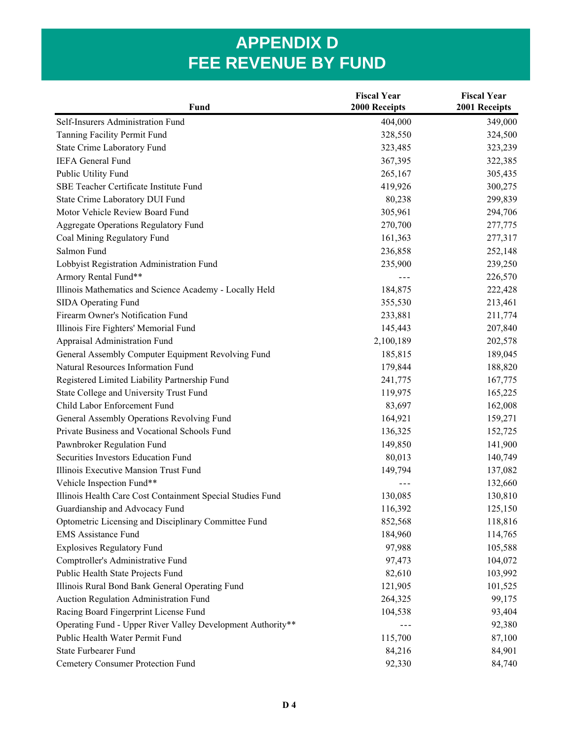# APPENDIX D
# FEE REVENUE BY FUND

| Fund | Fiscal Year 2000 Receipts | Fiscal Year 2001 Receipts |
|---|---|---|
| Self-Insurers Administration Fund | 404,000 | 349,000 |
| Tanning Facility Permit Fund | 328,550 | 324,500 |
| State Crime Laboratory Fund | 323,485 | 323,239 |
| IEFA General Fund | 367,395 | 322,385 |
| Public Utility Fund | 265,167 | 305,435 |
| SBE Teacher Certificate Institute Fund | 419,926 | 300,275 |
| State Crime Laboratory DUI Fund | 80,238 | 299,839 |
| Motor Vehicle Review Board Fund | 305,961 | 294,706 |
| Aggregate Operations Regulatory Fund | 270,700 | 277,775 |
| Coal Mining Regulatory Fund | 161,363 | 277,317 |
| Salmon Fund | 236,858 | 252,148 |
| Lobbyist Registration Administration Fund | 235,900 | 239,250 |
| Armory Rental Fund** | --- | 226,570 |
| Illinois Mathematics and Science Academy - Locally Held | 184,875 | 222,428 |
| SIDA Operating Fund | 355,530 | 213,461 |
| Firearm Owner's Notification Fund | 233,881 | 211,774 |
| Illinois Fire Fighters' Memorial Fund | 145,443 | 207,840 |
| Appraisal Administration Fund | 2,100,189 | 202,578 |
| General Assembly Computer Equipment Revolving Fund | 185,815 | 189,045 |
| Natural Resources Information Fund | 179,844 | 188,820 |
| Registered Limited Liability Partnership Fund | 241,775 | 167,775 |
| State College and University Trust Fund | 119,975 | 165,225 |
| Child Labor Enforcement Fund | 83,697 | 162,008 |
| General Assembly Operations Revolving Fund | 164,921 | 159,271 |
| Private Business and Vocational Schools Fund | 136,325 | 152,725 |
| Pawnbroker Regulation Fund | 149,850 | 141,900 |
| Securities Investors Education Fund | 80,013 | 140,749 |
| Illinois Executive Mansion Trust Fund | 149,794 | 137,082 |
| Vehicle Inspection Fund** | --- | 132,660 |
| Illinois Health Care Cost Containment Special Studies Fund | 130,085 | 130,810 |
| Guardianship and Advocacy Fund | 116,392 | 125,150 |
| Optometric Licensing and Disciplinary Committee Fund | 852,568 | 118,816 |
| EMS Assistance Fund | 184,960 | 114,765 |
| Explosives Regulatory Fund | 97,988 | 105,588 |
| Comptroller's Administrative Fund | 97,473 | 104,072 |
| Public Health State Projects Fund | 82,610 | 103,992 |
| Illinois Rural Bond Bank General Operating Fund | 121,905 | 101,525 |
| Auction Regulation Administration Fund | 264,325 | 99,175 |
| Racing Board Fingerprint License Fund | 104,538 | 93,404 |
| Operating Fund - Upper River Valley Development Authority** | --- | 92,380 |
| Public Health Water Permit Fund | 115,700 | 87,100 |
| State Furbearer Fund | 84,216 | 84,901 |
| Cemetery Consumer Protection Fund | 92,330 | 84,740 |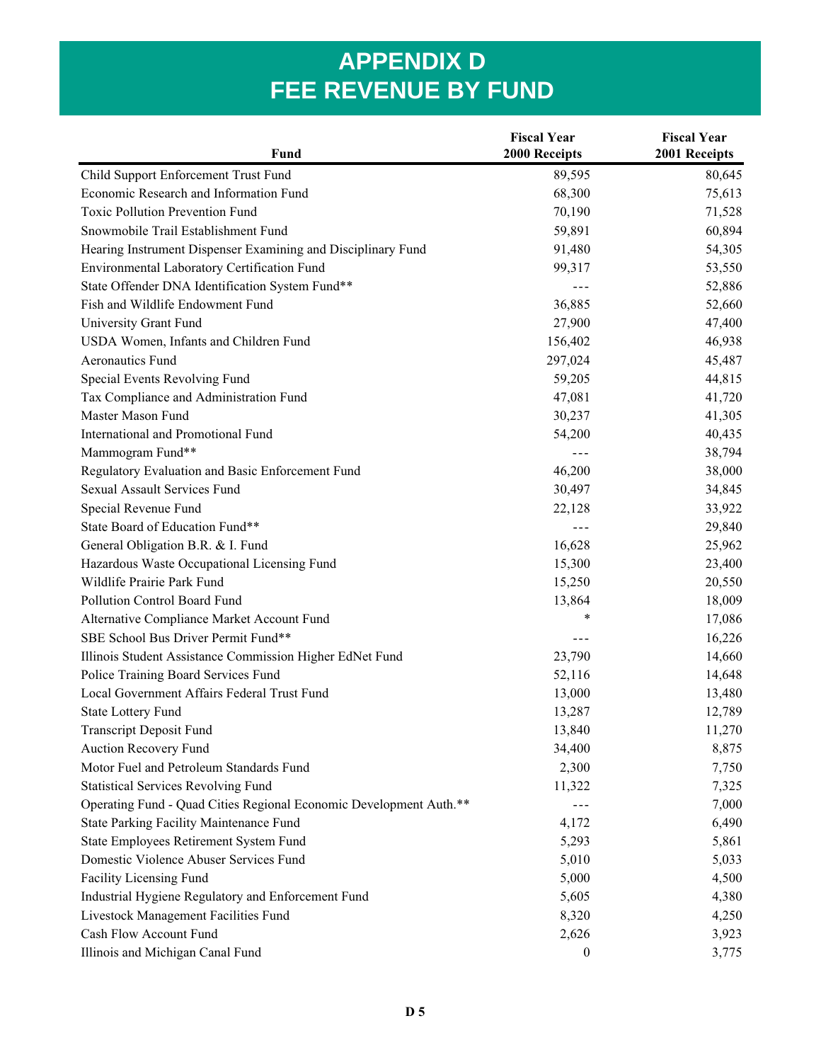# APPENDIX D
# FEE REVENUE BY FUND

| Fund | Fiscal Year 2000 Receipts | Fiscal Year 2001 Receipts |
|---|---|---|
| Child Support Enforcement Trust Fund | 89,595 | 80,645 |
| Economic Research and Information Fund | 68,300 | 75,613 |
| Toxic Pollution Prevention Fund | 70,190 | 71,528 |
| Snowmobile Trail Establishment Fund | 59,891 | 60,894 |
| Hearing Instrument Dispenser Examining and Disciplinary Fund | 91,480 | 54,305 |
| Environmental Laboratory Certification Fund | 99,317 | 53,550 |
| State Offender DNA Identification System Fund** | --- | 52,886 |
| Fish and Wildlife Endowment Fund | 36,885 | 52,660 |
| University Grant Fund | 27,900 | 47,400 |
| USDA Women, Infants and Children Fund | 156,402 | 46,938 |
| Aeronautics Fund | 297,024 | 45,487 |
| Special Events Revolving Fund | 59,205 | 44,815 |
| Tax Compliance and Administration Fund | 47,081 | 41,720 |
| Master Mason Fund | 30,237 | 41,305 |
| International and Promotional Fund | 54,200 | 40,435 |
| Mammogram Fund** | --- | 38,794 |
| Regulatory Evaluation and Basic Enforcement Fund | 46,200 | 38,000 |
| Sexual Assault Services Fund | 30,497 | 34,845 |
| Special Revenue Fund | 22,128 | 33,922 |
| State Board of Education Fund** | --- | 29,840 |
| General Obligation B.R. & I. Fund | 16,628 | 25,962 |
| Hazardous Waste Occupational Licensing Fund | 15,300 | 23,400 |
| Wildlife Prairie Park Fund | 15,250 | 20,550 |
| Pollution Control Board Fund | 13,864 | 18,009 |
| Alternative Compliance Market Account Fund | * | 17,086 |
| SBE School Bus Driver Permit Fund** | --- | 16,226 |
| Illinois Student Assistance Commission Higher EdNet Fund | 23,790 | 14,660 |
| Police Training Board Services Fund | 52,116 | 14,648 |
| Local Government Affairs Federal Trust Fund | 13,000 | 13,480 |
| State Lottery Fund | 13,287 | 12,789 |
| Transcript Deposit Fund | 13,840 | 11,270 |
| Auction Recovery Fund | 34,400 | 8,875 |
| Motor Fuel and Petroleum Standards Fund | 2,300 | 7,750 |
| Statistical Services Revolving Fund | 11,322 | 7,325 |
| Operating Fund - Quad Cities Regional Economic Development Auth.** | --- | 7,000 |
| State Parking Facility Maintenance Fund | 4,172 | 6,490 |
| State Employees Retirement System Fund | 5,293 | 5,861 |
| Domestic Violence Abuser Services Fund | 5,010 | 5,033 |
| Facility Licensing Fund | 5,000 | 4,500 |
| Industrial Hygiene Regulatory and Enforcement Fund | 5,605 | 4,380 |
| Livestock Management Facilities Fund | 8,320 | 4,250 |
| Cash Flow Account Fund | 2,626 | 3,923 |
| Illinois and Michigan Canal Fund | 0 | 3,775 |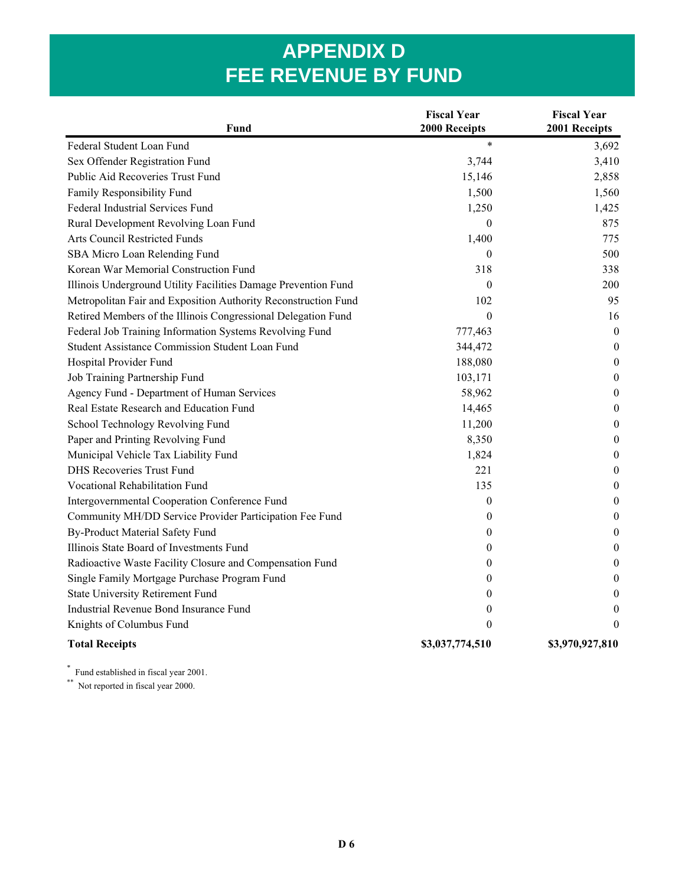# APPENDIX D
# FEE REVENUE BY FUND

| Fund | Fiscal Year 2000 Receipts | Fiscal Year 2001 Receipts |
|---|---|---|
| Federal Student Loan Fund | * | 3,692 |
| Sex Offender Registration Fund | 3,744 | 3,410 |
| Public Aid Recoveries Trust Fund | 15,146 | 2,858 |
| Family Responsibility Fund | 1,500 | 1,560 |
| Federal Industrial Services Fund | 1,250 | 1,425 |
| Rural Development Revolving Loan Fund | 0 | 875 |
| Arts Council Restricted Funds | 1,400 | 775 |
| SBA Micro Loan Relending Fund | 0 | 500 |
| Korean War Memorial Construction Fund | 318 | 338 |
| Illinois Underground Utility Facilities Damage Prevention Fund | 0 | 200 |
| Metropolitan Fair and Exposition Authority Reconstruction Fund | 102 | 95 |
| Retired Members of the Illinois Congressional Delegation Fund | 0 | 16 |
| Federal Job Training Information Systems Revolving Fund | 777,463 | 0 |
| Student Assistance Commission Student Loan Fund | 344,472 | 0 |
| Hospital Provider Fund | 188,080 | 0 |
| Job Training Partnership Fund | 103,171 | 0 |
| Agency Fund - Department of Human Services | 58,962 | 0 |
| Real Estate Research and Education Fund | 14,465 | 0 |
| School Technology Revolving Fund | 11,200 | 0 |
| Paper and Printing Revolving Fund | 8,350 | 0 |
| Municipal Vehicle Tax Liability Fund | 1,824 | 0 |
| DHS Recoveries Trust Fund | 221 | 0 |
| Vocational Rehabilitation Fund | 135 | 0 |
| Intergovernmental Cooperation Conference Fund | 0 | 0 |
| Community MH/DD Service Provider Participation Fee Fund | 0 | 0 |
| By-Product Material Safety Fund | 0 | 0 |
| Illinois State Board of Investments Fund | 0 | 0 |
| Radioactive Waste Facility Closure and Compensation Fund | 0 | 0 |
| Single Family Mortgage Purchase Program Fund | 0 | 0 |
| State University Retirement Fund | 0 | 0 |
| Industrial Revenue Bond Insurance Fund | 0 | 0 |
| Knights of Columbus Fund | 0 | 0 |
| **Total Receipts** | **$3,037,774,510** | **$3,970,927,810** |

* Fund established in fiscal year 2001.

** Not reported in fiscal year 2000.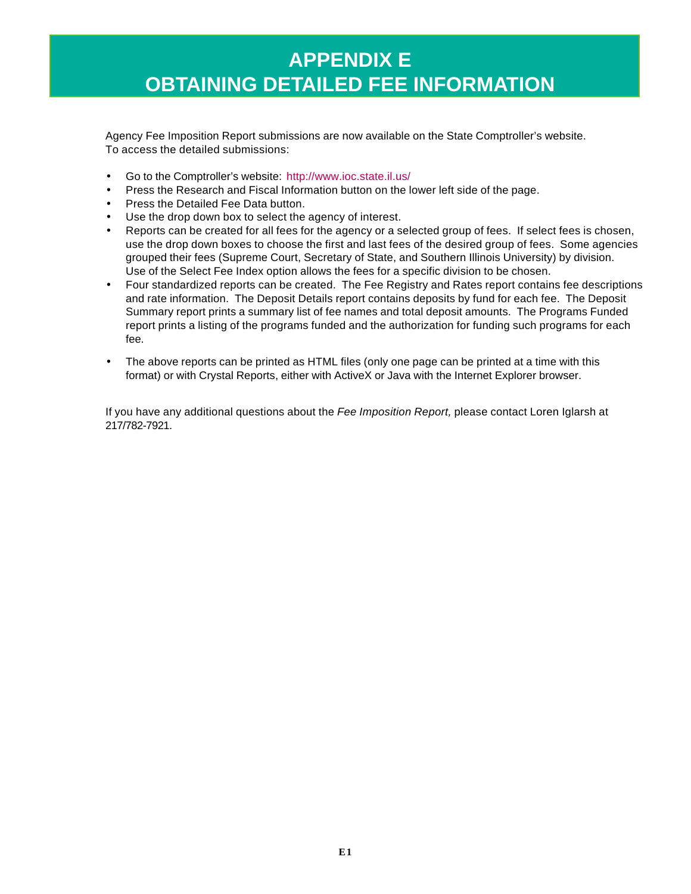# APPENDIX E
# OBTAINING DETAILED FEE INFORMATION

Agency Fee Imposition Report submissions are now available on the State Comptroller's website. To access the detailed submissions:

- Go to the Comptroller's website: http://www.ioc.state.il.us/
- Press the Research and Fiscal Information button on the lower left side of the page.
- Press the Detailed Fee Data button.
- Use the drop down box to select the agency of interest.
- Reports can be created for all fees for the agency or a selected group of fees. If select fees is chosen, use the drop down boxes to choose the first and last fees of the desired group of fees. Some agencies grouped their fees (Supreme Court, Secretary of State, and Southern Illinois University) by division. Use of the Select Fee Index option allows the fees for a specific division to be chosen.
- Four standardized reports can be created. The Fee Registry and Rates report contains fee descriptions and rate information. The Deposit Details report contains deposits by fund for each fee. The Deposit Summary report prints a summary list of fee names and total deposit amounts. The Programs Funded report prints a listing of the programs funded and the authorization for funding such programs for each fee.
- The above reports can be printed as HTML files (only one page can be printed at a time with this format) or with Crystal Reports, either with ActiveX or Java with the Internet Explorer browser.

If you have any additional questions about the *Fee Imposition Report,* please contact Loren Iglarsh at 217/782-7921.